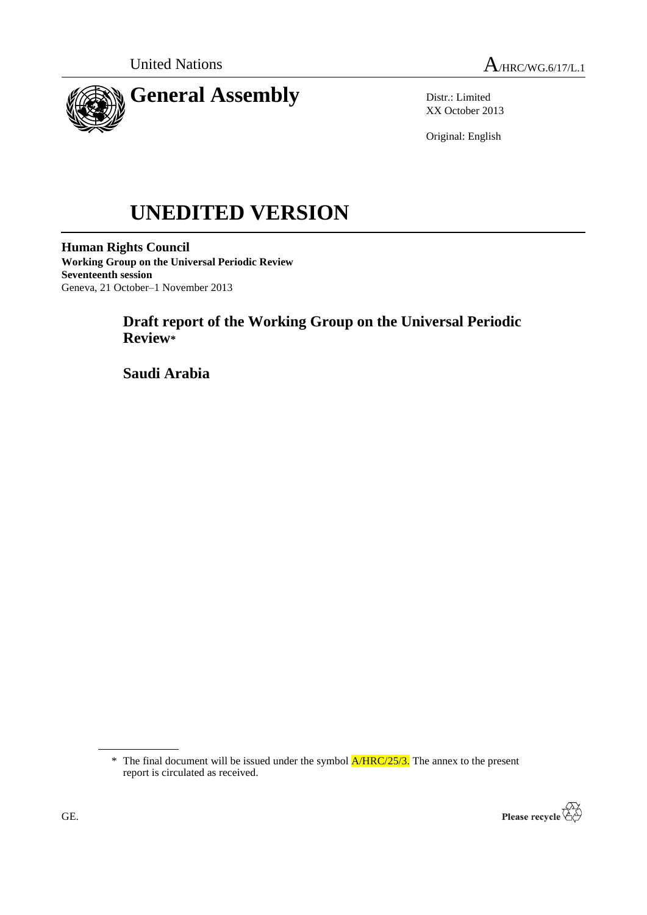United Nations A/HRC/WG.6/17/L.1

# General Assembly

Distr.: Limited
XX October 2013

Original: English

# UNEDITED VERSION

**Human Rights Council**
**Working Group on the Universal Periodic Review**
**Seventeenth session**
Geneva, 21 October–1 November 2013

## Draft report of the Working Group on the Universal Periodic Review*

## Saudi Arabia

\* The final document will be issued under the symbol A/HRC/25/3. The annex to the present report is circulated as received.

GE.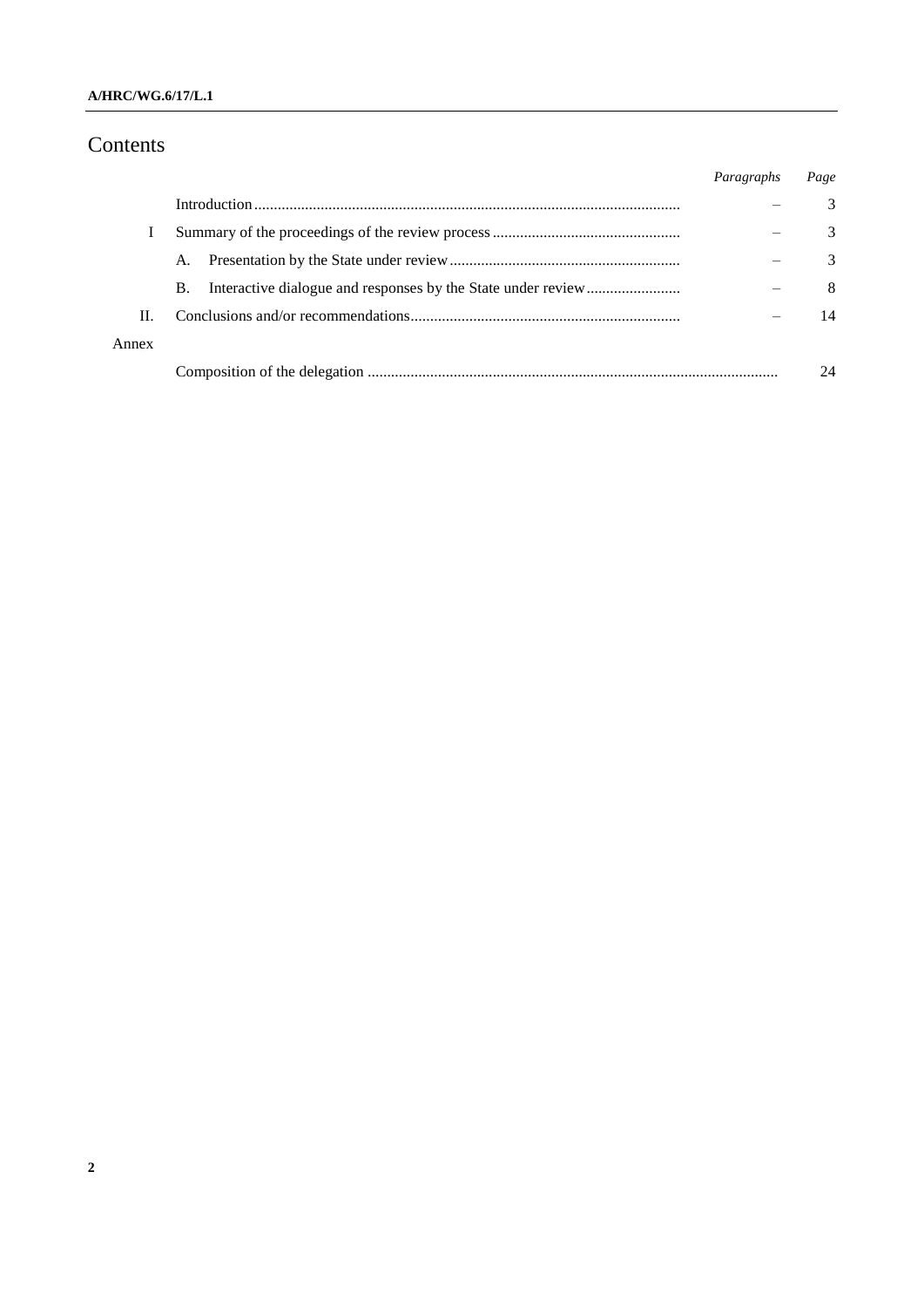# Contents

| | | *Paragraphs* | *Page* |
|---|---|---|---|
| | Introduction | – | 3 |
| I | Summary of the proceedings of the review process | – | 3 |
| | A. Presentation by the State under review | – | 3 |
| | B. Interactive dialogue and responses by the State under review | – | 8 |
| II. | Conclusions and/or recommendations | – | 14 |
| Annex | | | |
| | Composition of the delegation | | 24 |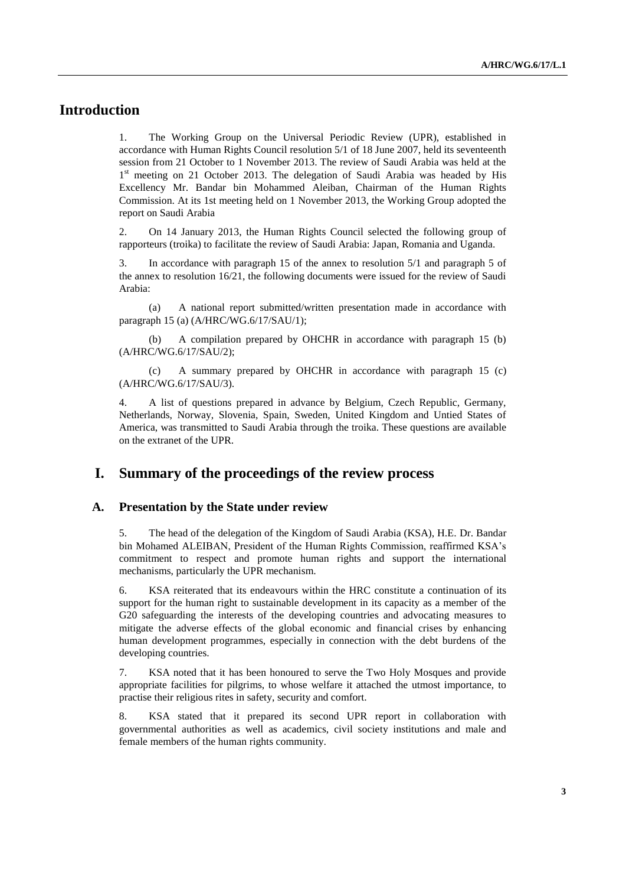# Introduction

1. The Working Group on the Universal Periodic Review (UPR), established in accordance with Human Rights Council resolution 5/1 of 18 June 2007, held its seventeenth session from 21 October to 1 November 2013. The review of Saudi Arabia was held at the 1st meeting on 21 October 2013. The delegation of Saudi Arabia was headed by His Excellency Mr. Bandar bin Mohammed Aleiban, Chairman of the Human Rights Commission. At its 1st meeting held on 1 November 2013, the Working Group adopted the report on Saudi Arabia

2. On 14 January 2013, the Human Rights Council selected the following group of rapporteurs (troika) to facilitate the review of Saudi Arabia: Japan, Romania and Uganda.

3. In accordance with paragraph 15 of the annex to resolution 5/1 and paragraph 5 of the annex to resolution 16/21, the following documents were issued for the review of Saudi Arabia:

(a) A national report submitted/written presentation made in accordance with paragraph 15 (a) (A/HRC/WG.6/17/SAU/1);

(b) A compilation prepared by OHCHR in accordance with paragraph 15 (b) (A/HRC/WG.6/17/SAU/2);

(c) A summary prepared by OHCHR in accordance with paragraph 15 (c) (A/HRC/WG.6/17/SAU/3).

4. A list of questions prepared in advance by Belgium, Czech Republic, Germany, Netherlands, Norway, Slovenia, Spain, Sweden, United Kingdom and Untied States of America, was transmitted to Saudi Arabia through the troika. These questions are available on the extranet of the UPR.

# I. Summary of the proceedings of the review process

## A. Presentation by the State under review

5. The head of the delegation of the Kingdom of Saudi Arabia (KSA), H.E. Dr. Bandar bin Mohamed ALEIBAN, President of the Human Rights Commission, reaffirmed KSA's commitment to respect and promote human rights and support the international mechanisms, particularly the UPR mechanism.

6. KSA reiterated that its endeavours within the HRC constitute a continuation of its support for the human right to sustainable development in its capacity as a member of the G20 safeguarding the interests of the developing countries and advocating measures to mitigate the adverse effects of the global economic and financial crises by enhancing human development programmes, especially in connection with the debt burdens of the developing countries.

7. KSA noted that it has been honoured to serve the Two Holy Mosques and provide appropriate facilities for pilgrims, to whose welfare it attached the utmost importance, to practise their religious rites in safety, security and comfort.

8. KSA stated that it prepared its second UPR report in collaboration with governmental authorities as well as academics, civil society institutions and male and female members of the human rights community.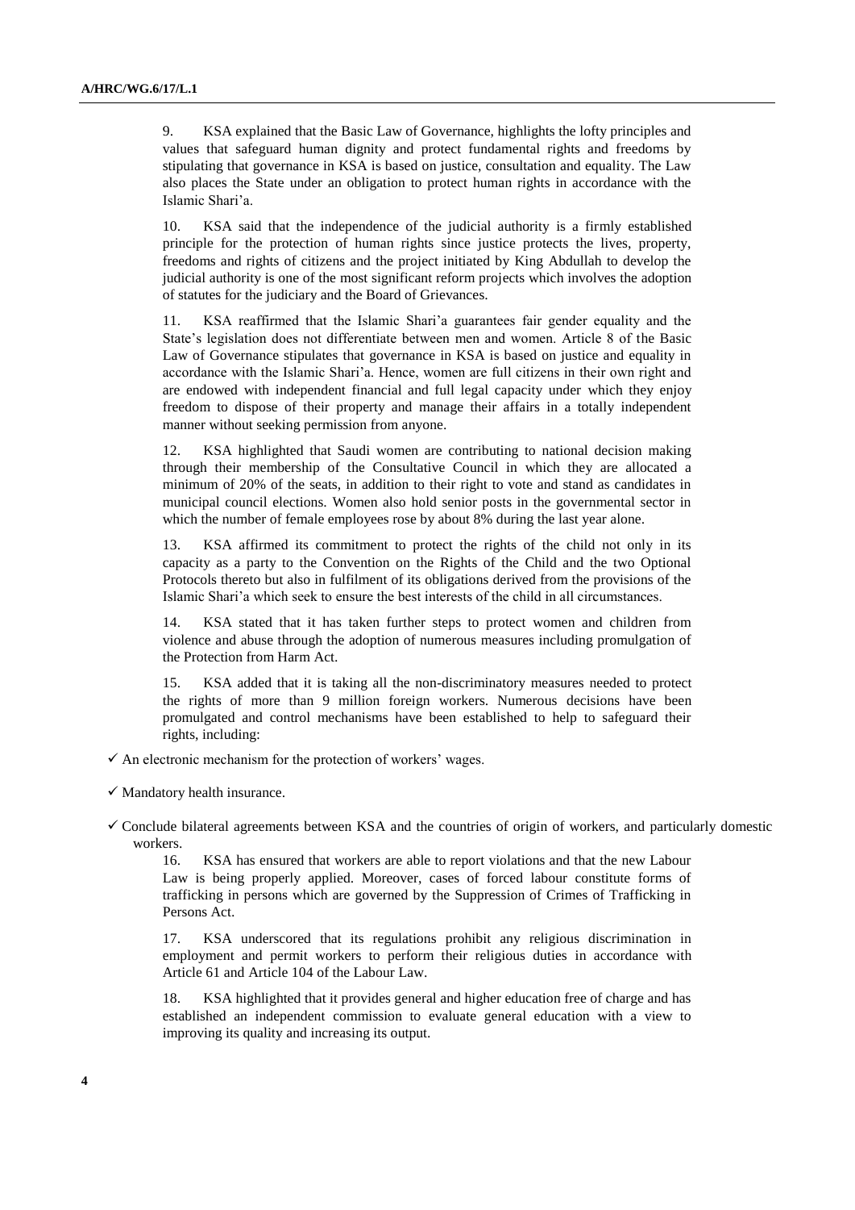9. KSA explained that the Basic Law of Governance, highlights the lofty principles and values that safeguard human dignity and protect fundamental rights and freedoms by stipulating that governance in KSA is based on justice, consultation and equality. The Law also places the State under an obligation to protect human rights in accordance with the Islamic Shari'a.

10. KSA said that the independence of the judicial authority is a firmly established principle for the protection of human rights since justice protects the lives, property, freedoms and rights of citizens and the project initiated by King Abdullah to develop the judicial authority is one of the most significant reform projects which involves the adoption of statutes for the judiciary and the Board of Grievances.

11. KSA reaffirmed that the Islamic Shari'a guarantees fair gender equality and the State's legislation does not differentiate between men and women. Article 8 of the Basic Law of Governance stipulates that governance in KSA is based on justice and equality in accordance with the Islamic Shari'a. Hence, women are full citizens in their own right and are endowed with independent financial and full legal capacity under which they enjoy freedom to dispose of their property and manage their affairs in a totally independent manner without seeking permission from anyone.

12. KSA highlighted that Saudi women are contributing to national decision making through their membership of the Consultative Council in which they are allocated a minimum of 20% of the seats, in addition to their right to vote and stand as candidates in municipal council elections. Women also hold senior posts in the governmental sector in which the number of female employees rose by about 8% during the last year alone.

13. KSA affirmed its commitment to protect the rights of the child not only in its capacity as a party to the Convention on the Rights of the Child and the two Optional Protocols thereto but also in fulfilment of its obligations derived from the provisions of the Islamic Shari'a which seek to ensure the best interests of the child in all circumstances.

14. KSA stated that it has taken further steps to protect women and children from violence and abuse through the adoption of numerous measures including promulgation of the Protection from Harm Act.

15. KSA added that it is taking all the non-discriminatory measures needed to protect the rights of more than 9 million foreign workers. Numerous decisions have been promulgated and control mechanisms have been established to help to safeguard their rights, including:

- ✓ An electronic mechanism for the protection of workers' wages.
- ✓ Mandatory health insurance.
- ✓ Conclude bilateral agreements between KSA and the countries of origin of workers, and particularly domestic workers.

16. KSA has ensured that workers are able to report violations and that the new Labour Law is being properly applied. Moreover, cases of forced labour constitute forms of trafficking in persons which are governed by the Suppression of Crimes of Trafficking in Persons Act.

17. KSA underscored that its regulations prohibit any religious discrimination in employment and permit workers to perform their religious duties in accordance with Article 61 and Article 104 of the Labour Law.

18. KSA highlighted that it provides general and higher education free of charge and has established an independent commission to evaluate general education with a view to improving its quality and increasing its output.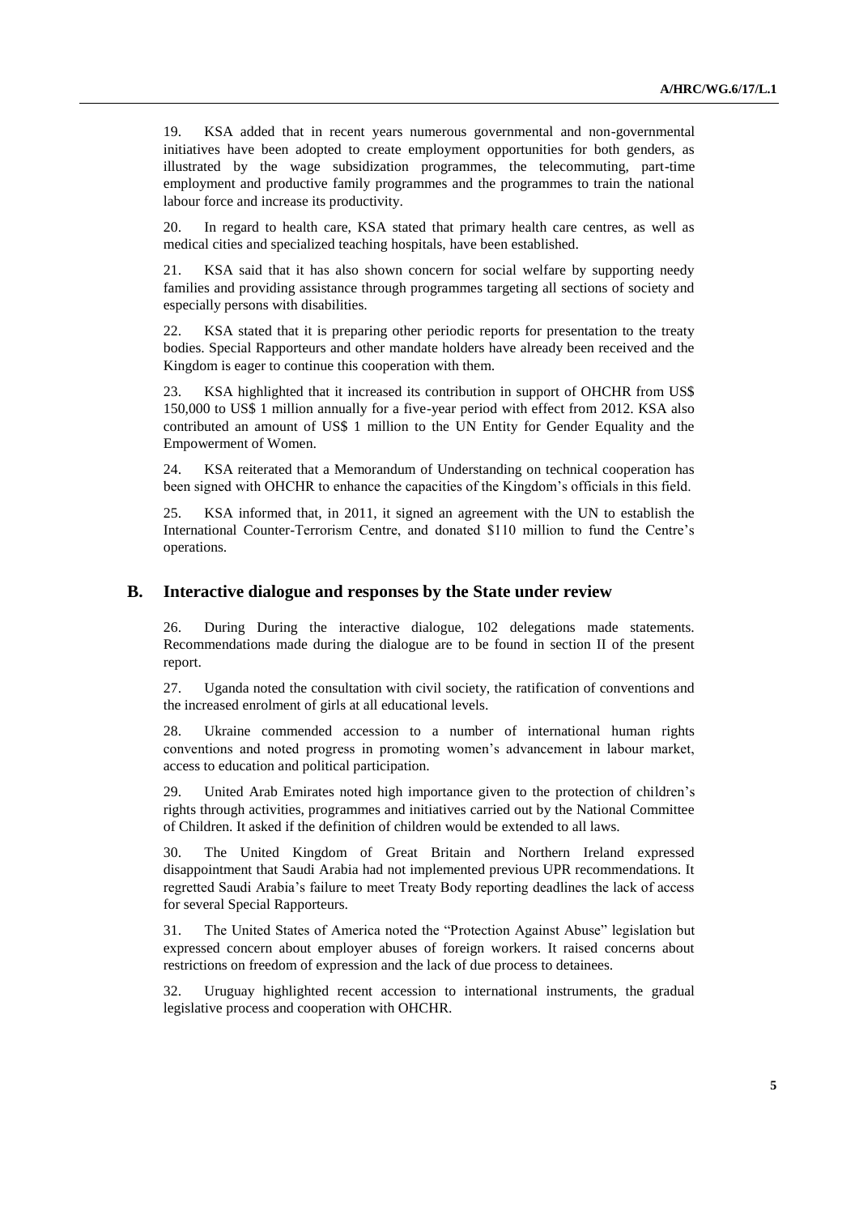19. KSA added that in recent years numerous governmental and non-governmental initiatives have been adopted to create employment opportunities for both genders, as illustrated by the wage subsidization programmes, the telecommuting, part-time employment and productive family programmes and the programmes to train the national labour force and increase its productivity.

20. In regard to health care, KSA stated that primary health care centres, as well as medical cities and specialized teaching hospitals, have been established.

21. KSA said that it has also shown concern for social welfare by supporting needy families and providing assistance through programmes targeting all sections of society and especially persons with disabilities.

22. KSA stated that it is preparing other periodic reports for presentation to the treaty bodies. Special Rapporteurs and other mandate holders have already been received and the Kingdom is eager to continue this cooperation with them.

23. KSA highlighted that it increased its contribution in support of OHCHR from US$ 150,000 to US$ 1 million annually for a five-year period with effect from 2012. KSA also contributed an amount of US$ 1 million to the UN Entity for Gender Equality and the Empowerment of Women.

24. KSA reiterated that a Memorandum of Understanding on technical cooperation has been signed with OHCHR to enhance the capacities of the Kingdom's officials in this field.

25. KSA informed that, in 2011, it signed an agreement with the UN to establish the International Counter-Terrorism Centre, and donated $110 million to fund the Centre's operations.

## B. Interactive dialogue and responses by the State under review

26. During During the interactive dialogue, 102 delegations made statements. Recommendations made during the dialogue are to be found in section II of the present report.

27. Uganda noted the consultation with civil society, the ratification of conventions and the increased enrolment of girls at all educational levels.

28. Ukraine commended accession to a number of international human rights conventions and noted progress in promoting women's advancement in labour market, access to education and political participation.

29. United Arab Emirates noted high importance given to the protection of children's rights through activities, programmes and initiatives carried out by the National Committee of Children. It asked if the definition of children would be extended to all laws.

30. The United Kingdom of Great Britain and Northern Ireland expressed disappointment that Saudi Arabia had not implemented previous UPR recommendations. It regretted Saudi Arabia's failure to meet Treaty Body reporting deadlines the lack of access for several Special Rapporteurs.

31. The United States of America noted the "Protection Against Abuse" legislation but expressed concern about employer abuses of foreign workers. It raised concerns about restrictions on freedom of expression and the lack of due process to detainees.

32. Uruguay highlighted recent accession to international instruments, the gradual legislative process and cooperation with OHCHR.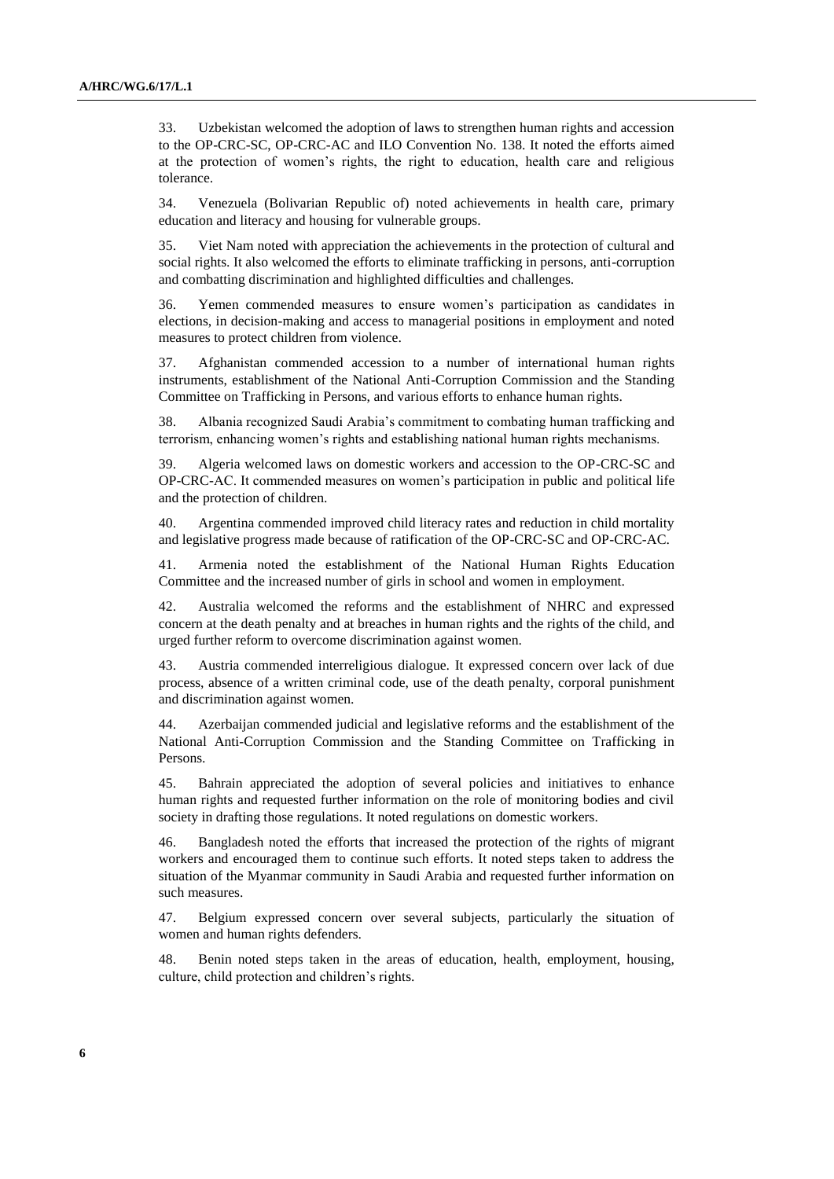33. Uzbekistan welcomed the adoption of laws to strengthen human rights and accession to the OP-CRC-SC, OP-CRC-AC and ILO Convention No. 138. It noted the efforts aimed at the protection of women's rights, the right to education, health care and religious tolerance.

34. Venezuela (Bolivarian Republic of) noted achievements in health care, primary education and literacy and housing for vulnerable groups.

35. Viet Nam noted with appreciation the achievements in the protection of cultural and social rights. It also welcomed the efforts to eliminate trafficking in persons, anti-corruption and combatting discrimination and highlighted difficulties and challenges.

36. Yemen commended measures to ensure women's participation as candidates in elections, in decision-making and access to managerial positions in employment and noted measures to protect children from violence.

37. Afghanistan commended accession to a number of international human rights instruments, establishment of the National Anti-Corruption Commission and the Standing Committee on Trafficking in Persons, and various efforts to enhance human rights.

38. Albania recognized Saudi Arabia's commitment to combating human trafficking and terrorism, enhancing women's rights and establishing national human rights mechanisms.

39. Algeria welcomed laws on domestic workers and accession to the OP-CRC-SC and OP-CRC-AC. It commended measures on women's participation in public and political life and the protection of children.

40. Argentina commended improved child literacy rates and reduction in child mortality and legislative progress made because of ratification of the OP-CRC-SC and OP-CRC-AC.

41. Armenia noted the establishment of the National Human Rights Education Committee and the increased number of girls in school and women in employment.

42. Australia welcomed the reforms and the establishment of NHRC and expressed concern at the death penalty and at breaches in human rights and the rights of the child, and urged further reform to overcome discrimination against women.

43. Austria commended interreligious dialogue. It expressed concern over lack of due process, absence of a written criminal code, use of the death penalty, corporal punishment and discrimination against women.

44. Azerbaijan commended judicial and legislative reforms and the establishment of the National Anti-Corruption Commission and the Standing Committee on Trafficking in Persons.

45. Bahrain appreciated the adoption of several policies and initiatives to enhance human rights and requested further information on the role of monitoring bodies and civil society in drafting those regulations. It noted regulations on domestic workers.

46. Bangladesh noted the efforts that increased the protection of the rights of migrant workers and encouraged them to continue such efforts. It noted steps taken to address the situation of the Myanmar community in Saudi Arabia and requested further information on such measures.

47. Belgium expressed concern over several subjects, particularly the situation of women and human rights defenders.

48. Benin noted steps taken in the areas of education, health, employment, housing, culture, child protection and children's rights.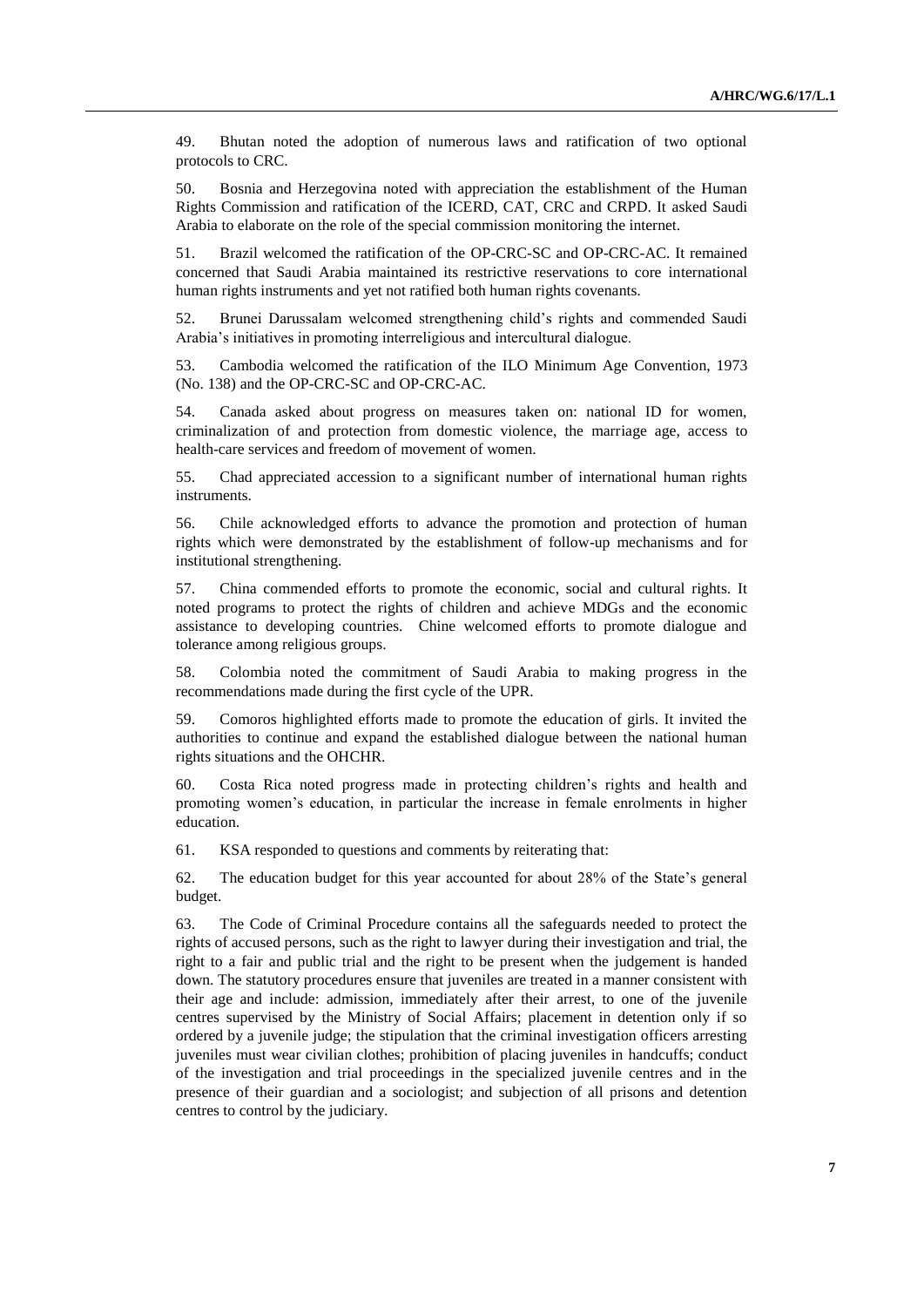49. Bhutan noted the adoption of numerous laws and ratification of two optional protocols to CRC.

50. Bosnia and Herzegovina noted with appreciation the establishment of the Human Rights Commission and ratification of the ICERD, CAT, CRC and CRPD. It asked Saudi Arabia to elaborate on the role of the special commission monitoring the internet.

51. Brazil welcomed the ratification of the OP-CRC-SC and OP-CRC-AC. It remained concerned that Saudi Arabia maintained its restrictive reservations to core international human rights instruments and yet not ratified both human rights covenants.

52. Brunei Darussalam welcomed strengthening child's rights and commended Saudi Arabia's initiatives in promoting interreligious and intercultural dialogue.

53. Cambodia welcomed the ratification of the ILO Minimum Age Convention, 1973 (No. 138) and the OP-CRC-SC and OP-CRC-AC.

54. Canada asked about progress on measures taken on: national ID for women, criminalization of and protection from domestic violence, the marriage age, access to health-care services and freedom of movement of women.

55. Chad appreciated accession to a significant number of international human rights instruments.

56. Chile acknowledged efforts to advance the promotion and protection of human rights which were demonstrated by the establishment of follow-up mechanisms and for institutional strengthening.

57. China commended efforts to promote the economic, social and cultural rights. It noted programs to protect the rights of children and achieve MDGs and the economic assistance to developing countries. Chine welcomed efforts to promote dialogue and tolerance among religious groups.

58. Colombia noted the commitment of Saudi Arabia to making progress in the recommendations made during the first cycle of the UPR.

59. Comoros highlighted efforts made to promote the education of girls. It invited the authorities to continue and expand the established dialogue between the national human rights situations and the OHCHR.

60. Costa Rica noted progress made in protecting children's rights and health and promoting women's education, in particular the increase in female enrolments in higher education.

61. KSA responded to questions and comments by reiterating that:

62. The education budget for this year accounted for about 28% of the State's general budget.

63. The Code of Criminal Procedure contains all the safeguards needed to protect the rights of accused persons, such as the right to lawyer during their investigation and trial, the right to a fair and public trial and the right to be present when the judgement is handed down. The statutory procedures ensure that juveniles are treated in a manner consistent with their age and include: admission, immediately after their arrest, to one of the juvenile centres supervised by the Ministry of Social Affairs; placement in detention only if so ordered by a juvenile judge; the stipulation that the criminal investigation officers arresting juveniles must wear civilian clothes; prohibition of placing juveniles in handcuffs; conduct of the investigation and trial proceedings in the specialized juvenile centres and in the presence of their guardian and a sociologist; and subjection of all prisons and detention centres to control by the judiciary.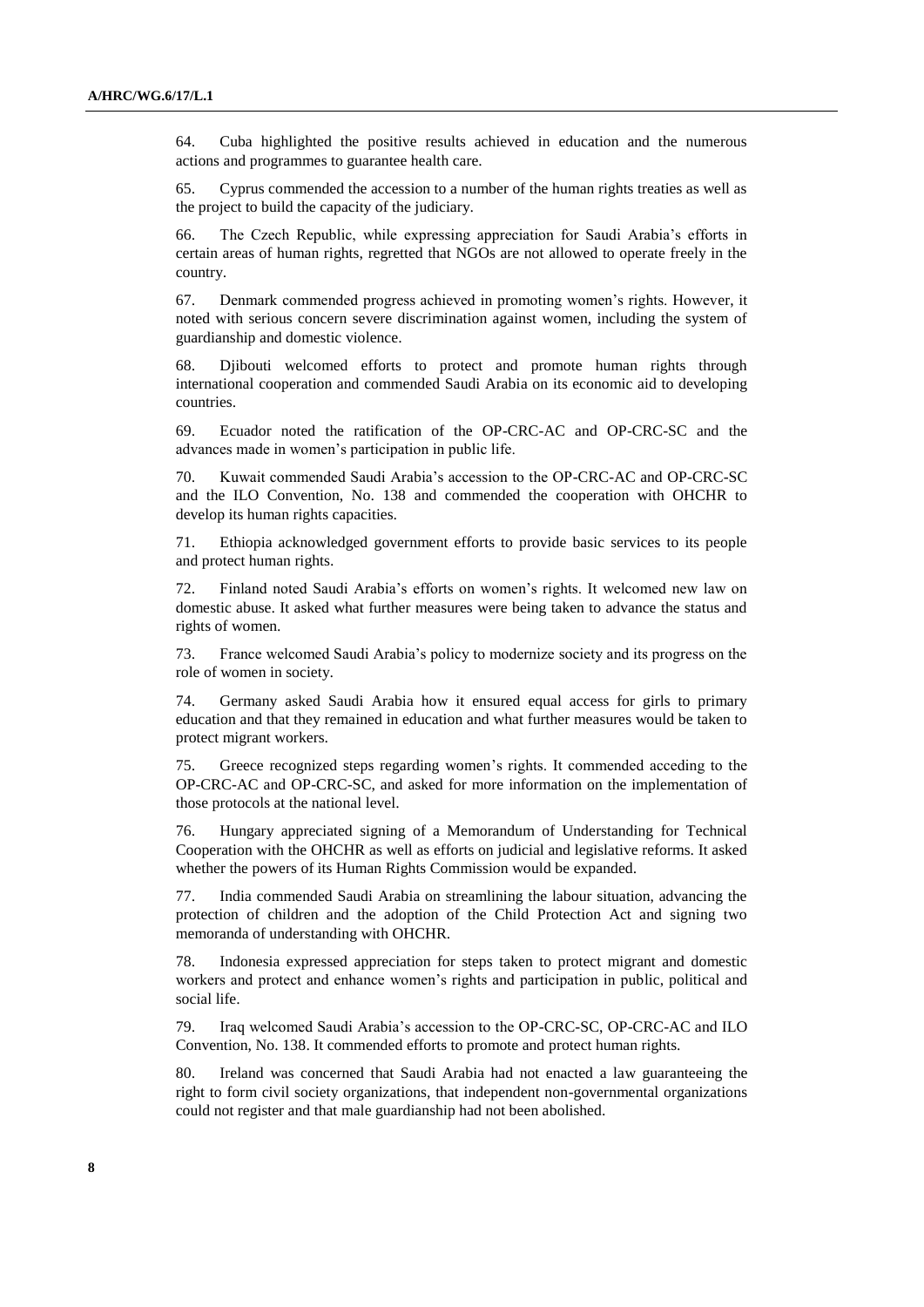64. Cuba highlighted the positive results achieved in education and the numerous actions and programmes to guarantee health care.

65. Cyprus commended the accession to a number of the human rights treaties as well as the project to build the capacity of the judiciary.

66. The Czech Republic, while expressing appreciation for Saudi Arabia's efforts in certain areas of human rights, regretted that NGOs are not allowed to operate freely in the country.

67. Denmark commended progress achieved in promoting women's rights. However, it noted with serious concern severe discrimination against women, including the system of guardianship and domestic violence.

68. Djibouti welcomed efforts to protect and promote human rights through international cooperation and commended Saudi Arabia on its economic aid to developing countries.

69. Ecuador noted the ratification of the OP-CRC-AC and OP-CRC-SC and the advances made in women's participation in public life.

70. Kuwait commended Saudi Arabia's accession to the OP-CRC-AC and OP-CRC-SC and the ILO Convention, No. 138 and commended the cooperation with OHCHR to develop its human rights capacities.

71. Ethiopia acknowledged government efforts to provide basic services to its people and protect human rights.

72. Finland noted Saudi Arabia's efforts on women's rights. It welcomed new law on domestic abuse. It asked what further measures were being taken to advance the status and rights of women.

73. France welcomed Saudi Arabia's policy to modernize society and its progress on the role of women in society.

74. Germany asked Saudi Arabia how it ensured equal access for girls to primary education and that they remained in education and what further measures would be taken to protect migrant workers.

75. Greece recognized steps regarding women's rights. It commended acceding to the OP-CRC-AC and OP-CRC-SC, and asked for more information on the implementation of those protocols at the national level.

76. Hungary appreciated signing of a Memorandum of Understanding for Technical Cooperation with the OHCHR as well as efforts on judicial and legislative reforms. It asked whether the powers of its Human Rights Commission would be expanded.

77. India commended Saudi Arabia on streamlining the labour situation, advancing the protection of children and the adoption of the Child Protection Act and signing two memoranda of understanding with OHCHR.

78. Indonesia expressed appreciation for steps taken to protect migrant and domestic workers and protect and enhance women's rights and participation in public, political and social life.

79. Iraq welcomed Saudi Arabia's accession to the OP-CRC-SC, OP-CRC-AC and ILO Convention, No. 138. It commended efforts to promote and protect human rights.

80. Ireland was concerned that Saudi Arabia had not enacted a law guaranteeing the right to form civil society organizations, that independent non-governmental organizations could not register and that male guardianship had not been abolished.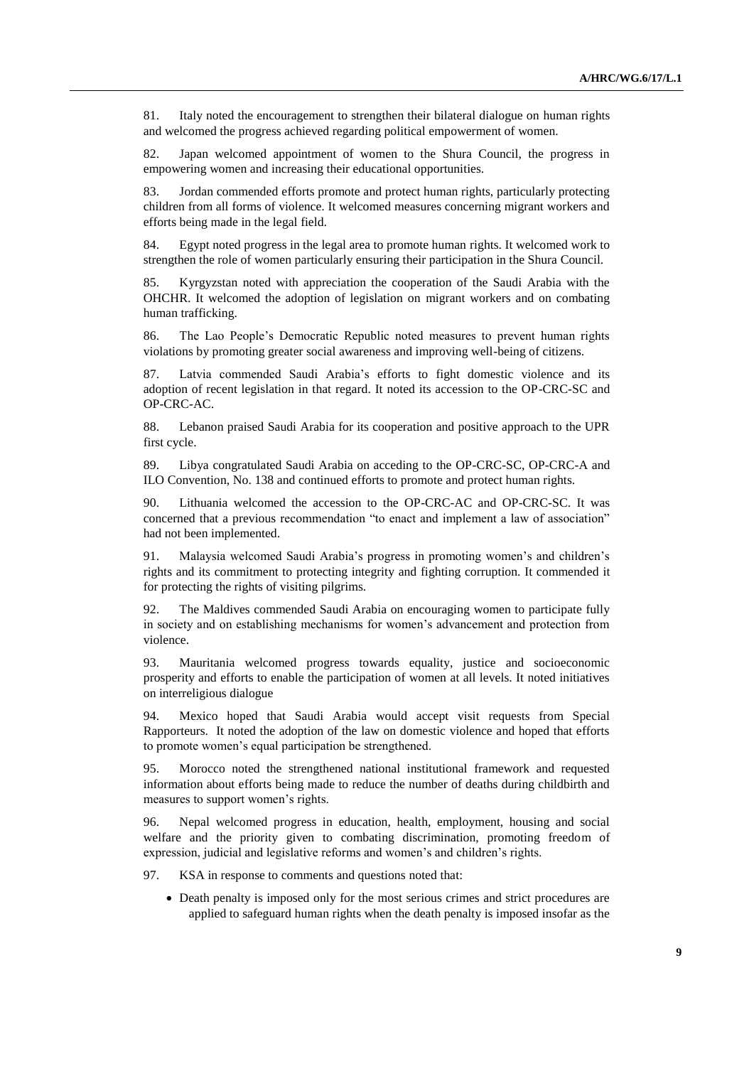81. Italy noted the encouragement to strengthen their bilateral dialogue on human rights and welcomed the progress achieved regarding political empowerment of women.

82. Japan welcomed appointment of women to the Shura Council, the progress in empowering women and increasing their educational opportunities.

83. Jordan commended efforts promote and protect human rights, particularly protecting children from all forms of violence. It welcomed measures concerning migrant workers and efforts being made in the legal field.

84. Egypt noted progress in the legal area to promote human rights. It welcomed work to strengthen the role of women particularly ensuring their participation in the Shura Council.

85. Kyrgyzstan noted with appreciation the cooperation of the Saudi Arabia with the OHCHR. It welcomed the adoption of legislation on migrant workers and on combating human trafficking.

86. The Lao People's Democratic Republic noted measures to prevent human rights violations by promoting greater social awareness and improving well-being of citizens.

87. Latvia commended Saudi Arabia's efforts to fight domestic violence and its adoption of recent legislation in that regard. It noted its accession to the OP-CRC-SC and OP-CRC-AC.

88. Lebanon praised Saudi Arabia for its cooperation and positive approach to the UPR first cycle.

89. Libya congratulated Saudi Arabia on acceding to the OP-CRC-SC, OP-CRC-A and ILO Convention, No. 138 and continued efforts to promote and protect human rights.

90. Lithuania welcomed the accession to the OP-CRC-AC and OP-CRC-SC. It was concerned that a previous recommendation "to enact and implement a law of association" had not been implemented.

91. Malaysia welcomed Saudi Arabia's progress in promoting women's and children's rights and its commitment to protecting integrity and fighting corruption. It commended it for protecting the rights of visiting pilgrims.

92. The Maldives commended Saudi Arabia on encouraging women to participate fully in society and on establishing mechanisms for women's advancement and protection from violence.

93. Mauritania welcomed progress towards equality, justice and socioeconomic prosperity and efforts to enable the participation of women at all levels. It noted initiatives on interreligious dialogue

94. Mexico hoped that Saudi Arabia would accept visit requests from Special Rapporteurs. It noted the adoption of the law on domestic violence and hoped that efforts to promote women's equal participation be strengthened.

95. Morocco noted the strengthened national institutional framework and requested information about efforts being made to reduce the number of deaths during childbirth and measures to support women's rights.

96. Nepal welcomed progress in education, health, employment, housing and social welfare and the priority given to combating discrimination, promoting freedom of expression, judicial and legislative reforms and women's and children's rights.

97. KSA in response to comments and questions noted that:

- Death penalty is imposed only for the most serious crimes and strict procedures are applied to safeguard human rights when the death penalty is imposed insofar as the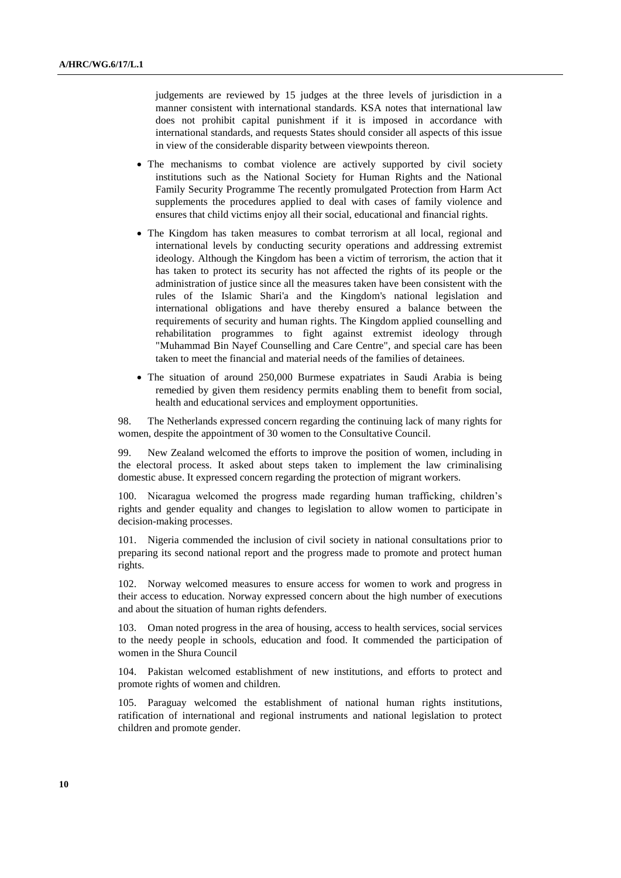judgements are reviewed by 15 judges at the three levels of jurisdiction in a manner consistent with international standards. KSA notes that international law does not prohibit capital punishment if it is imposed in accordance with international standards, and requests States should consider all aspects of this issue in view of the considerable disparity between viewpoints thereon.

- The mechanisms to combat violence are actively supported by civil society institutions such as the National Society for Human Rights and the National Family Security Programme The recently promulgated Protection from Harm Act supplements the procedures applied to deal with cases of family violence and ensures that child victims enjoy all their social, educational and financial rights.
- The Kingdom has taken measures to combat terrorism at all local, regional and international levels by conducting security operations and addressing extremist ideology. Although the Kingdom has been a victim of terrorism, the action that it has taken to protect its security has not affected the rights of its people or the administration of justice since all the measures taken have been consistent with the rules of the Islamic Shari'a and the Kingdom's national legislation and international obligations and have thereby ensured a balance between the requirements of security and human rights. The Kingdom applied counselling and rehabilitation programmes to fight against extremist ideology through "Muhammad Bin Nayef Counselling and Care Centre", and special care has been taken to meet the financial and material needs of the families of detainees.
- The situation of around 250,000 Burmese expatriates in Saudi Arabia is being remedied by given them residency permits enabling them to benefit from social, health and educational services and employment opportunities.

98. The Netherlands expressed concern regarding the continuing lack of many rights for women, despite the appointment of 30 women to the Consultative Council.

99. New Zealand welcomed the efforts to improve the position of women, including in the electoral process. It asked about steps taken to implement the law criminalising domestic abuse. It expressed concern regarding the protection of migrant workers.

100. Nicaragua welcomed the progress made regarding human trafficking, children's rights and gender equality and changes to legislation to allow women to participate in decision-making processes.

101. Nigeria commended the inclusion of civil society in national consultations prior to preparing its second national report and the progress made to promote and protect human rights.

102. Norway welcomed measures to ensure access for women to work and progress in their access to education. Norway expressed concern about the high number of executions and about the situation of human rights defenders.

103. Oman noted progress in the area of housing, access to health services, social services to the needy people in schools, education and food. It commended the participation of women in the Shura Council

104. Pakistan welcomed establishment of new institutions, and efforts to protect and promote rights of women and children.

105. Paraguay welcomed the establishment of national human rights institutions, ratification of international and regional instruments and national legislation to protect children and promote gender.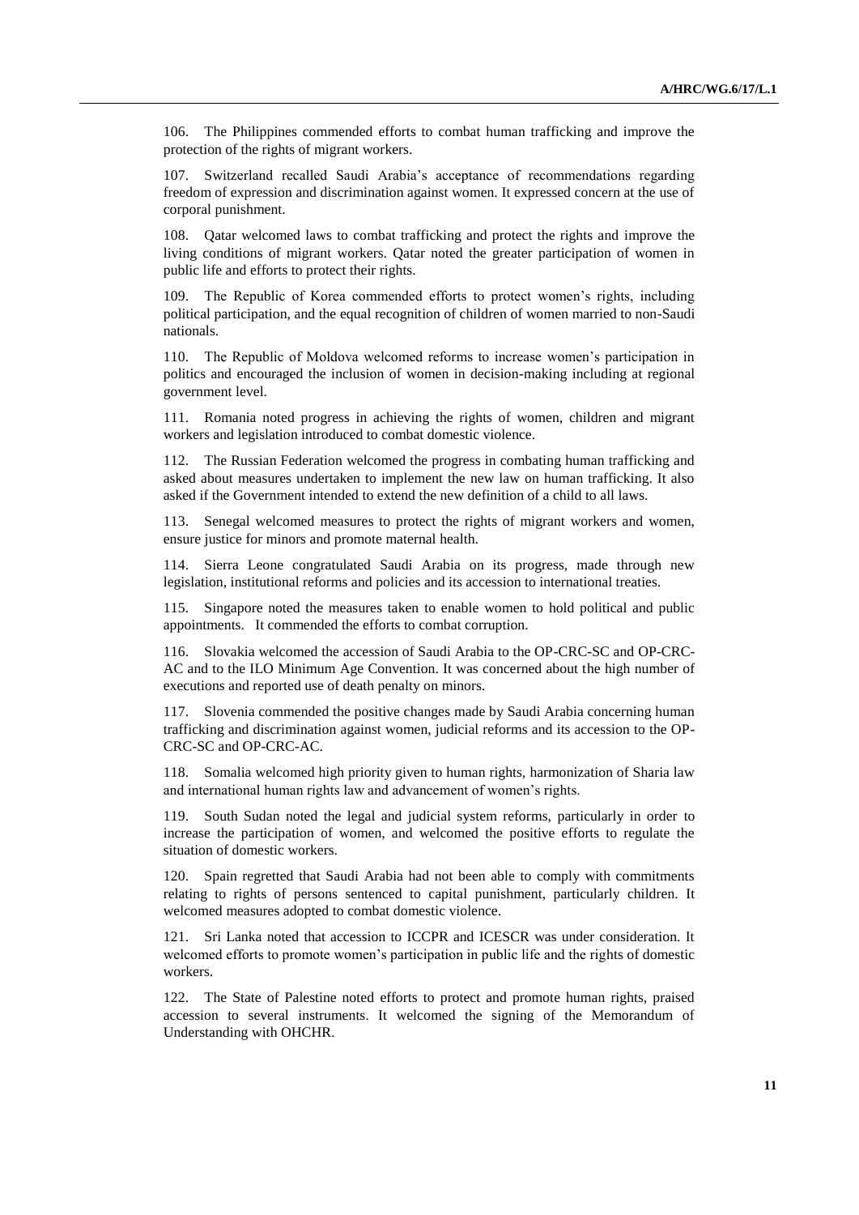106. The Philippines commended efforts to combat human trafficking and improve the protection of the rights of migrant workers.

107. Switzerland recalled Saudi Arabia's acceptance of recommendations regarding freedom of expression and discrimination against women. It expressed concern at the use of corporal punishment.

108. Qatar welcomed laws to combat trafficking and protect the rights and improve the living conditions of migrant workers. Qatar noted the greater participation of women in public life and efforts to protect their rights.

109. The Republic of Korea commended efforts to protect women's rights, including political participation, and the equal recognition of children of women married to non-Saudi nationals.

110. The Republic of Moldova welcomed reforms to increase women's participation in politics and encouraged the inclusion of women in decision-making including at regional government level.

111. Romania noted progress in achieving the rights of women, children and migrant workers and legislation introduced to combat domestic violence.

112. The Russian Federation welcomed the progress in combating human trafficking and asked about measures undertaken to implement the new law on human trafficking. It also asked if the Government intended to extend the new definition of a child to all laws.

113. Senegal welcomed measures to protect the rights of migrant workers and women, ensure justice for minors and promote maternal health.

114. Sierra Leone congratulated Saudi Arabia on its progress, made through new legislation, institutional reforms and policies and its accession to international treaties.

115. Singapore noted the measures taken to enable women to hold political and public appointments. It commended the efforts to combat corruption.

116. Slovakia welcomed the accession of Saudi Arabia to the OP-CRC-SC and OP-CRC-AC and to the ILO Minimum Age Convention. It was concerned about the high number of executions and reported use of death penalty on minors.

117. Slovenia commended the positive changes made by Saudi Arabia concerning human trafficking and discrimination against women, judicial reforms and its accession to the OP-CRC-SC and OP-CRC-AC.

118. Somalia welcomed high priority given to human rights, harmonization of Sharia law and international human rights law and advancement of women's rights.

119. South Sudan noted the legal and judicial system reforms, particularly in order to increase the participation of women, and welcomed the positive efforts to regulate the situation of domestic workers.

120. Spain regretted that Saudi Arabia had not been able to comply with commitments relating to rights of persons sentenced to capital punishment, particularly children. It welcomed measures adopted to combat domestic violence.

121. Sri Lanka noted that accession to ICCPR and ICESCR was under consideration. It welcomed efforts to promote women's participation in public life and the rights of domestic workers.

122. The State of Palestine noted efforts to protect and promote human rights, praised accession to several instruments. It welcomed the signing of the Memorandum of Understanding with OHCHR.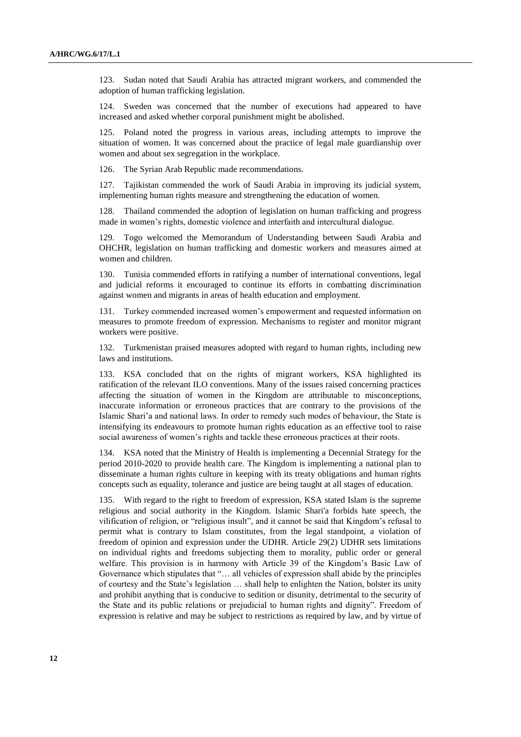123. Sudan noted that Saudi Arabia has attracted migrant workers, and commended the adoption of human trafficking legislation.

124. Sweden was concerned that the number of executions had appeared to have increased and asked whether corporal punishment might be abolished.

125. Poland noted the progress in various areas, including attempts to improve the situation of women. It was concerned about the practice of legal male guardianship over women and about sex segregation in the workplace.

126. The Syrian Arab Republic made recommendations.

127. Tajikistan commended the work of Saudi Arabia in improving its judicial system, implementing human rights measure and strengthening the education of women.

128. Thailand commended the adoption of legislation on human trafficking and progress made in women's rights, domestic violence and interfaith and intercultural dialogue.

129. Togo welcomed the Memorandum of Understanding between Saudi Arabia and OHCHR, legislation on human trafficking and domestic workers and measures aimed at women and children.

130. Tunisia commended efforts in ratifying a number of international conventions, legal and judicial reforms it encouraged to continue its efforts in combatting discrimination against women and migrants in areas of health education and employment.

131. Turkey commended increased women's empowerment and requested information on measures to promote freedom of expression. Mechanisms to register and monitor migrant workers were positive.

132. Turkmenistan praised measures adopted with regard to human rights, including new laws and institutions.

133. KSA concluded that on the rights of migrant workers, KSA highlighted its ratification of the relevant ILO conventions. Many of the issues raised concerning practices affecting the situation of women in the Kingdom are attributable to misconceptions, inaccurate information or erroneous practices that are contrary to the provisions of the Islamic Shari'a and national laws. In order to remedy such modes of behaviour, the State is intensifying its endeavours to promote human rights education as an effective tool to raise social awareness of women's rights and tackle these erroneous practices at their roots.

134. KSA noted that the Ministry of Health is implementing a Decennial Strategy for the period 2010-2020 to provide health care. The Kingdom is implementing a national plan to disseminate a human rights culture in keeping with its treaty obligations and human rights concepts such as equality, tolerance and justice are being taught at all stages of education.

135. With regard to the right to freedom of expression, KSA stated Islam is the supreme religious and social authority in the Kingdom. Islamic Shari'a forbids hate speech, the vilification of religion, or "religious insult", and it cannot be said that Kingdom's refusal to permit what is contrary to Islam constitutes, from the legal standpoint, a violation of freedom of opinion and expression under the UDHR. Article 29(2) UDHR sets limitations on individual rights and freedoms subjecting them to morality, public order or general welfare. This provision is in harmony with Article 39 of the Kingdom's Basic Law of Governance which stipulates that "… all vehicles of expression shall abide by the principles of courtesy and the State's legislation … shall help to enlighten the Nation, bolster its unity and prohibit anything that is conducive to sedition or disunity, detrimental to the security of the State and its public relations or prejudicial to human rights and dignity". Freedom of expression is relative and may be subject to restrictions as required by law, and by virtue of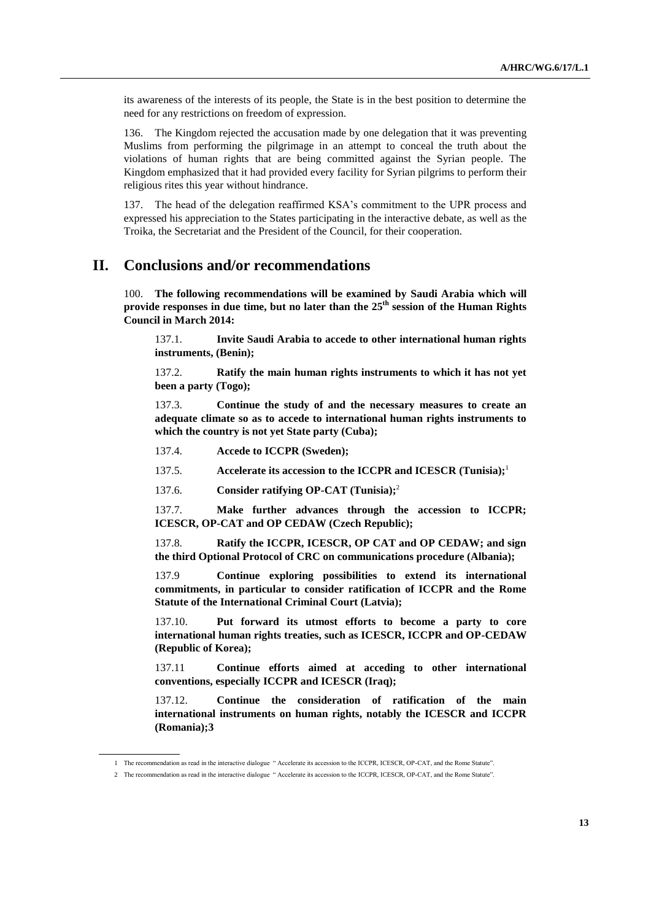its awareness of the interests of its people, the State is in the best position to determine the need for any restrictions on freedom of expression.

136. The Kingdom rejected the accusation made by one delegation that it was preventing Muslims from performing the pilgrimage in an attempt to conceal the truth about the violations of human rights that are being committed against the Syrian people. The Kingdom emphasized that it had provided every facility for Syrian pilgrims to perform their religious rites this year without hindrance.

137. The head of the delegation reaffirmed KSA's commitment to the UPR process and expressed his appreciation to the States participating in the interactive debate, as well as the Troika, the Secretariat and the President of the Council, for their cooperation.

# II. Conclusions and/or recommendations

100. **The following recommendations will be examined by Saudi Arabia which will provide responses in due time, but no later than the 25th session of the Human Rights Council in March 2014:**

137.1. **Invite Saudi Arabia to accede to other international human rights instruments, (Benin);**

137.2. **Ratify the main human rights instruments to which it has not yet been a party (Togo);**

137.3. **Continue the study of and the necessary measures to create an adequate climate so as to accede to international human rights instruments to which the country is not yet State party (Cuba);**

137.4. **Accede to ICCPR (Sweden);**

137.5. **Accelerate its accession to the ICCPR and ICESCR (Tunisia);**[1]

137.6. **Consider ratifying OP-CAT (Tunisia);**[2]

137.7. **Make further advances through the accession to ICCPR; ICESCR, OP-CAT and OP CEDAW (Czech Republic);**

137.8. **Ratify the ICCPR, ICESCR, OP CAT and OP CEDAW; and sign the third Optional Protocol of CRC on communications procedure (Albania);**

137.9 **Continue exploring possibilities to extend its international commitments, in particular to consider ratification of ICCPR and the Rome Statute of the International Criminal Court (Latvia);**

137.10. **Put forward its utmost efforts to become a party to core international human rights treaties, such as ICESCR, ICCPR and OP-CEDAW (Republic of Korea);**

137.11 **Continue efforts aimed at acceding to other international conventions, especially ICCPR and ICESCR (Iraq);**

137.12. **Continue the consideration of ratification of the main international instruments on human rights, notably the ICESCR and ICCPR (Romania);3**

---

1 The recommendation as read in the interactive dialogue " Accelerate its accession to the ICCPR, ICESCR, OP-CAT, and the Rome Statute".

2 The recommendation as read in the interactive dialogue " Accelerate its accession to the ICCPR, ICESCR, OP-CAT, and the Rome Statute".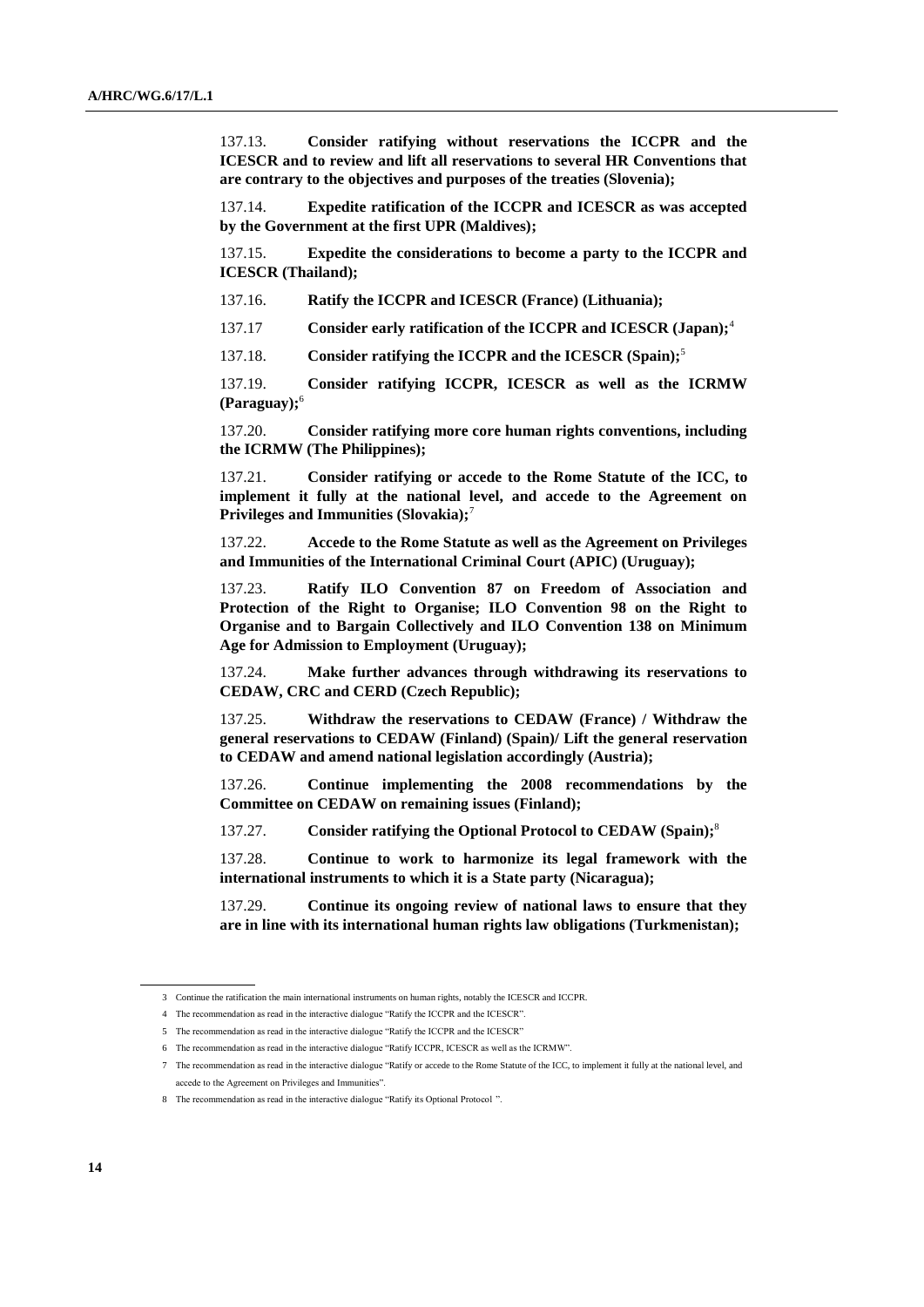137.13. **Consider ratifying without reservations the ICCPR and the ICESCR and to review and lift all reservations to several HR Conventions that are contrary to the objectives and purposes of the treaties (Slovenia);**

137.14. **Expedite ratification of the ICCPR and ICESCR as was accepted by the Government at the first UPR (Maldives);**

137.15. **Expedite the considerations to become a party to the ICCPR and ICESCR (Thailand);**

137.16. **Ratify the ICCPR and ICESCR (France) (Lithuania);**

137.17 **Consider early ratification of the ICCPR and ICESCR (Japan);**[4]

137.18. **Consider ratifying the ICCPR and the ICESCR (Spain);**[5]

137.19. **Consider ratifying ICCPR, ICESCR as well as the ICRMW (Paraguay);**[6]

137.20. **Consider ratifying more core human rights conventions, including the ICRMW (The Philippines);**

137.21. **Consider ratifying or accede to the Rome Statute of the ICC, to implement it fully at the national level, and accede to the Agreement on Privileges and Immunities (Slovakia);**[7]

137.22. **Accede to the Rome Statute as well as the Agreement on Privileges and Immunities of the International Criminal Court (APIC) (Uruguay);**

137.23. **Ratify ILO Convention 87 on Freedom of Association and Protection of the Right to Organise; ILO Convention 98 on the Right to Organise and to Bargain Collectively and ILO Convention 138 on Minimum Age for Admission to Employment (Uruguay);**

137.24. **Make further advances through withdrawing its reservations to CEDAW, CRC and CERD (Czech Republic);**

137.25. **Withdraw the reservations to CEDAW (France) / Withdraw the general reservations to CEDAW (Finland) (Spain)/ Lift the general reservation to CEDAW and amend national legislation accordingly (Austria);**

137.26. **Continue implementing the 2008 recommendations by the Committee on CEDAW on remaining issues (Finland);**

137.27. **Consider ratifying the Optional Protocol to CEDAW (Spain);**[8]

137.28. **Continue to work to harmonize its legal framework with the international instruments to which it is a State party (Nicaragua);**

137.29. **Continue its ongoing review of national laws to ensure that they are in line with its international human rights law obligations (Turkmenistan);**

---

3 Continue the ratification the main international instruments on human rights, notably the ICESCR and ICCPR.

4 The recommendation as read in the interactive dialogue "Ratify the ICCPR and the ICESCR".

5 The recommendation as read in the interactive dialogue "Ratify the ICCPR and the ICESCR"

6 The recommendation as read in the interactive dialogue "Ratify ICCPR, ICESCR as well as the ICRMW".

7 The recommendation as read in the interactive dialogue "Ratify or accede to the Rome Statute of the ICC, to implement it fully at the national level, and accede to the Agreement on Privileges and Immunities".

8 The recommendation as read in the interactive dialogue "Ratify its Optional Protocol ".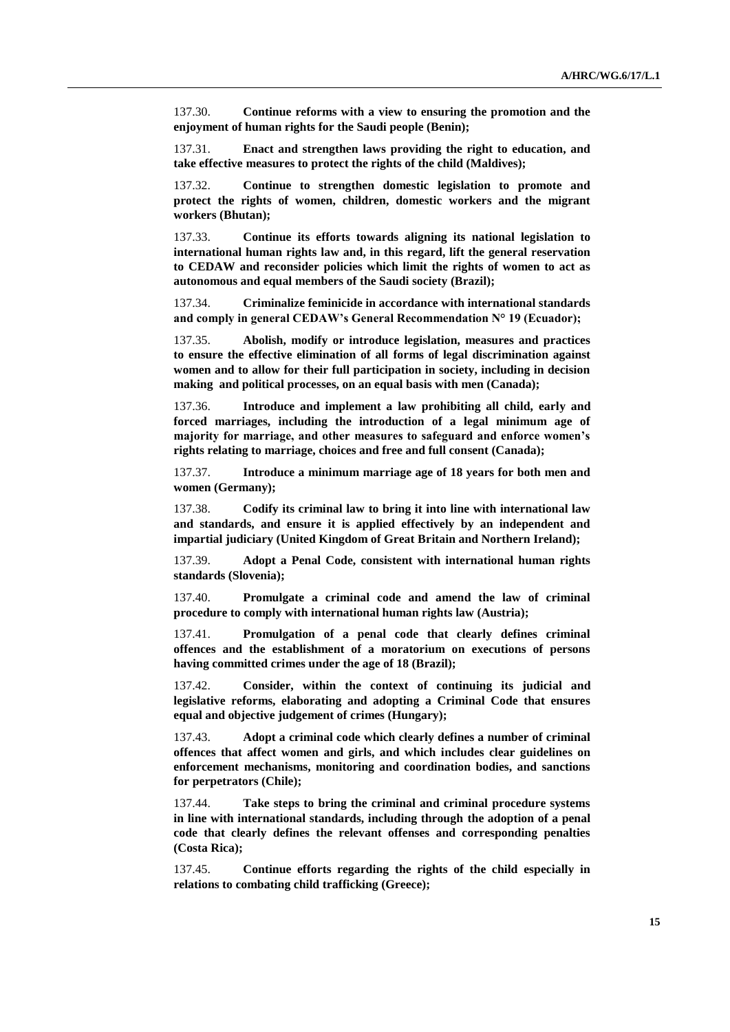137.30. **Continue reforms with a view to ensuring the promotion and the enjoyment of human rights for the Saudi people (Benin);**

137.31. **Enact and strengthen laws providing the right to education, and take effective measures to protect the rights of the child (Maldives);**

137.32. **Continue to strengthen domestic legislation to promote and protect the rights of women, children, domestic workers and the migrant workers (Bhutan);**

137.33. **Continue its efforts towards aligning its national legislation to international human rights law and, in this regard, lift the general reservation to CEDAW and reconsider policies which limit the rights of women to act as autonomous and equal members of the Saudi society (Brazil);**

137.34. **Criminalize feminicide in accordance with international standards and comply in general CEDAW's General Recommendation N° 19 (Ecuador);**

137.35. **Abolish, modify or introduce legislation, measures and practices to ensure the effective elimination of all forms of legal discrimination against women and to allow for their full participation in society, including in decision making and political processes, on an equal basis with men (Canada);**

137.36. **Introduce and implement a law prohibiting all child, early and forced marriages, including the introduction of a legal minimum age of majority for marriage, and other measures to safeguard and enforce women's rights relating to marriage, choices and free and full consent (Canada);**

137.37. **Introduce a minimum marriage age of 18 years for both men and women (Germany);**

137.38. **Codify its criminal law to bring it into line with international law and standards, and ensure it is applied effectively by an independent and impartial judiciary (United Kingdom of Great Britain and Northern Ireland);**

137.39. **Adopt a Penal Code, consistent with international human rights standards (Slovenia);**

137.40. **Promulgate a criminal code and amend the law of criminal procedure to comply with international human rights law (Austria);**

137.41. **Promulgation of a penal code that clearly defines criminal offences and the establishment of a moratorium on executions of persons having committed crimes under the age of 18 (Brazil);**

137.42. **Consider, within the context of continuing its judicial and legislative reforms, elaborating and adopting a Criminal Code that ensures equal and objective judgement of crimes (Hungary);**

137.43. **Adopt a criminal code which clearly defines a number of criminal offences that affect women and girls, and which includes clear guidelines on enforcement mechanisms, monitoring and coordination bodies, and sanctions for perpetrators (Chile);**

137.44. **Take steps to bring the criminal and criminal procedure systems in line with international standards, including through the adoption of a penal code that clearly defines the relevant offenses and corresponding penalties (Costa Rica);**

137.45. **Continue efforts regarding the rights of the child especially in relations to combating child trafficking (Greece);**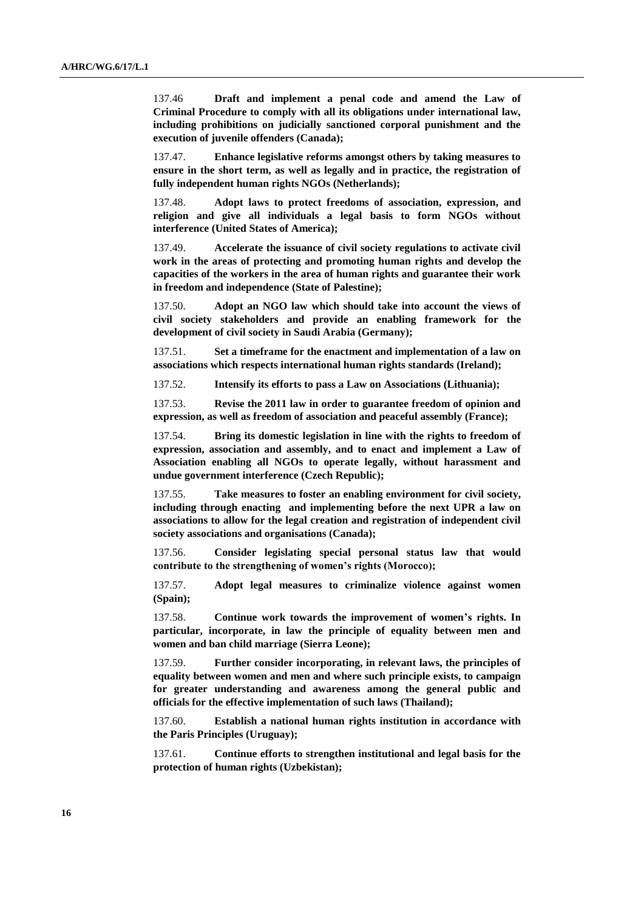137.46 **Draft and implement a penal code and amend the Law of Criminal Procedure to comply with all its obligations under international law, including prohibitions on judicially sanctioned corporal punishment and the execution of juvenile offenders (Canada);**

137.47. **Enhance legislative reforms amongst others by taking measures to ensure in the short term, as well as legally and in practice, the registration of fully independent human rights NGOs (Netherlands);**

137.48. **Adopt laws to protect freedoms of association, expression, and religion and give all individuals a legal basis to form NGOs without interference (United States of America);**

137.49. **Accelerate the issuance of civil society regulations to activate civil work in the areas of protecting and promoting human rights and develop the capacities of the workers in the area of human rights and guarantee their work in freedom and independence (State of Palestine);**

137.50. **Adopt an NGO law which should take into account the views of civil society stakeholders and provide an enabling framework for the development of civil society in Saudi Arabia (Germany);**

137.51. **Set a timeframe for the enactment and implementation of a law on associations which respects international human rights standards (Ireland);**

137.52. **Intensify its efforts to pass a Law on Associations (Lithuania);**

137.53. **Revise the 2011 law in order to guarantee freedom of opinion and expression, as well as freedom of association and peaceful assembly (France);**

137.54. **Bring its domestic legislation in line with the rights to freedom of expression, association and assembly, and to enact and implement a Law of Association enabling all NGOs to operate legally, without harassment and undue government interference (Czech Republic);**

137.55. **Take measures to foster an enabling environment for civil society, including through enacting and implementing before the next UPR a law on associations to allow for the legal creation and registration of independent civil society associations and organisations (Canada);**

137.56. **Consider legislating special personal status law that would contribute to the strengthening of women's rights (Morocco);**

137.57. **Adopt legal measures to criminalize violence against women (Spain);**

137.58. **Continue work towards the improvement of women's rights. In particular, incorporate, in law the principle of equality between men and women and ban child marriage (Sierra Leone);**

137.59. **Further consider incorporating, in relevant laws, the principles of equality between women and men and where such principle exists, to campaign for greater understanding and awareness among the general public and officials for the effective implementation of such laws (Thailand);**

137.60. **Establish a national human rights institution in accordance with the Paris Principles (Uruguay);**

137.61. **Continue efforts to strengthen institutional and legal basis for the protection of human rights (Uzbekistan);**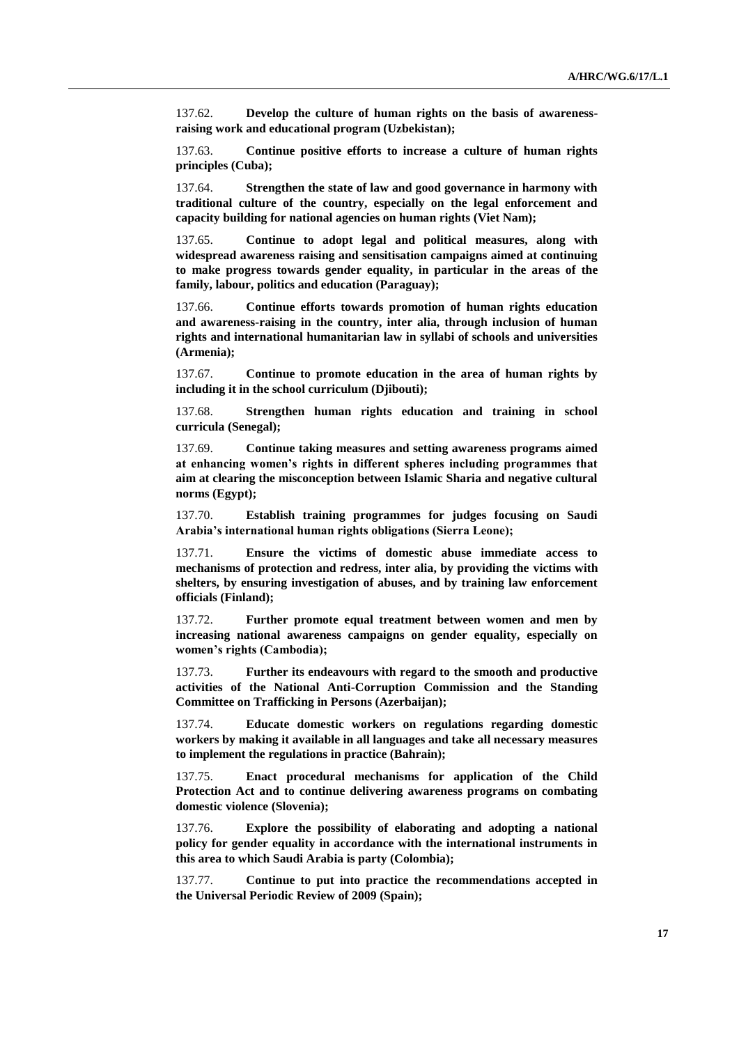137.62. **Develop the culture of human rights on the basis of awareness-raising work and educational program (Uzbekistan);**

137.63. **Continue positive efforts to increase a culture of human rights principles (Cuba);**

137.64. **Strengthen the state of law and good governance in harmony with traditional culture of the country, especially on the legal enforcement and capacity building for national agencies on human rights (Viet Nam);**

137.65. **Continue to adopt legal and political measures, along with widespread awareness raising and sensitisation campaigns aimed at continuing to make progress towards gender equality, in particular in the areas of the family, labour, politics and education (Paraguay);**

137.66. **Continue efforts towards promotion of human rights education and awareness-raising in the country, inter alia, through inclusion of human rights and international humanitarian law in syllabi of schools and universities (Armenia);**

137.67. **Continue to promote education in the area of human rights by including it in the school curriculum (Djibouti);**

137.68. **Strengthen human rights education and training in school curricula (Senegal);**

137.69. **Continue taking measures and setting awareness programs aimed at enhancing women's rights in different spheres including programmes that aim at clearing the misconception between Islamic Sharia and negative cultural norms (Egypt);**

137.70. **Establish training programmes for judges focusing on Saudi Arabia's international human rights obligations (Sierra Leone);**

137.71. **Ensure the victims of domestic abuse immediate access to mechanisms of protection and redress, inter alia, by providing the victims with shelters, by ensuring investigation of abuses, and by training law enforcement officials (Finland);**

137.72. **Further promote equal treatment between women and men by increasing national awareness campaigns on gender equality, especially on women's rights (Cambodia);**

137.73. **Further its endeavours with regard to the smooth and productive activities of the National Anti-Corruption Commission and the Standing Committee on Trafficking in Persons (Azerbaijan);**

137.74. **Educate domestic workers on regulations regarding domestic workers by making it available in all languages and take all necessary measures to implement the regulations in practice (Bahrain);**

137.75. **Enact procedural mechanisms for application of the Child Protection Act and to continue delivering awareness programs on combating domestic violence (Slovenia);**

137.76. **Explore the possibility of elaborating and adopting a national policy for gender equality in accordance with the international instruments in this area to which Saudi Arabia is party (Colombia);**

137.77. **Continue to put into practice the recommendations accepted in the Universal Periodic Review of 2009 (Spain);**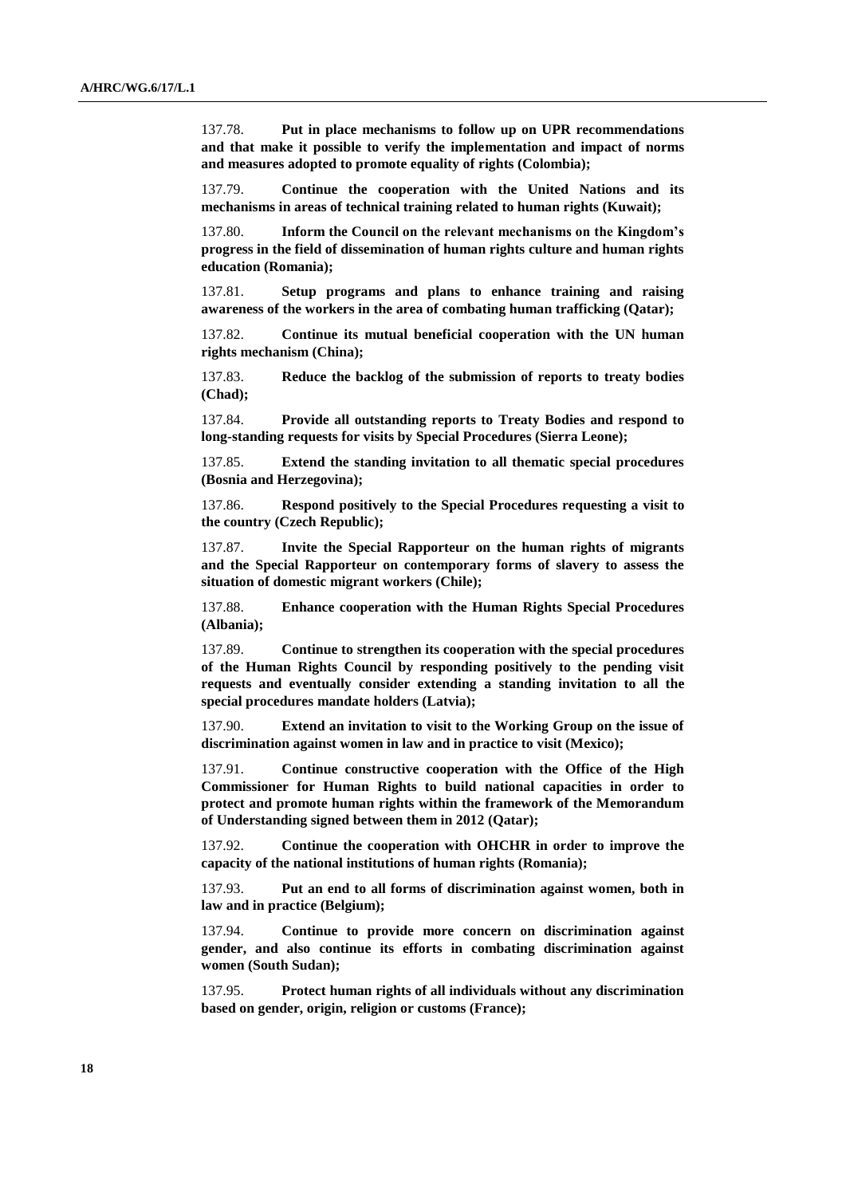137.78. **Put in place mechanisms to follow up on UPR recommendations and that make it possible to verify the implementation and impact of norms and measures adopted to promote equality of rights (Colombia);**

137.79. **Continue the cooperation with the United Nations and its mechanisms in areas of technical training related to human rights (Kuwait);**

137.80. **Inform the Council on the relevant mechanisms on the Kingdom's progress in the field of dissemination of human rights culture and human rights education (Romania);**

137.81. **Setup programs and plans to enhance training and raising awareness of the workers in the area of combating human trafficking (Qatar);**

137.82. **Continue its mutual beneficial cooperation with the UN human rights mechanism (China);**

137.83. **Reduce the backlog of the submission of reports to treaty bodies (Chad);**

137.84. **Provide all outstanding reports to Treaty Bodies and respond to long-standing requests for visits by Special Procedures (Sierra Leone);**

137.85. **Extend the standing invitation to all thematic special procedures (Bosnia and Herzegovina);**

137.86. **Respond positively to the Special Procedures requesting a visit to the country (Czech Republic);**

137.87. **Invite the Special Rapporteur on the human rights of migrants and the Special Rapporteur on contemporary forms of slavery to assess the situation of domestic migrant workers (Chile);**

137.88. **Enhance cooperation with the Human Rights Special Procedures (Albania);**

137.89. **Continue to strengthen its cooperation with the special procedures of the Human Rights Council by responding positively to the pending visit requests and eventually consider extending a standing invitation to all the special procedures mandate holders (Latvia);**

137.90. **Extend an invitation to visit to the Working Group on the issue of discrimination against women in law and in practice to visit (Mexico);**

137.91. **Continue constructive cooperation with the Office of the High Commissioner for Human Rights to build national capacities in order to protect and promote human rights within the framework of the Memorandum of Understanding signed between them in 2012 (Qatar);**

137.92. **Continue the cooperation with OHCHR in order to improve the capacity of the national institutions of human rights (Romania);**

137.93. **Put an end to all forms of discrimination against women, both in law and in practice (Belgium);**

137.94. **Continue to provide more concern on discrimination against gender, and also continue its efforts in combating discrimination against women (South Sudan);**

137.95. **Protect human rights of all individuals without any discrimination based on gender, origin, religion or customs (France);**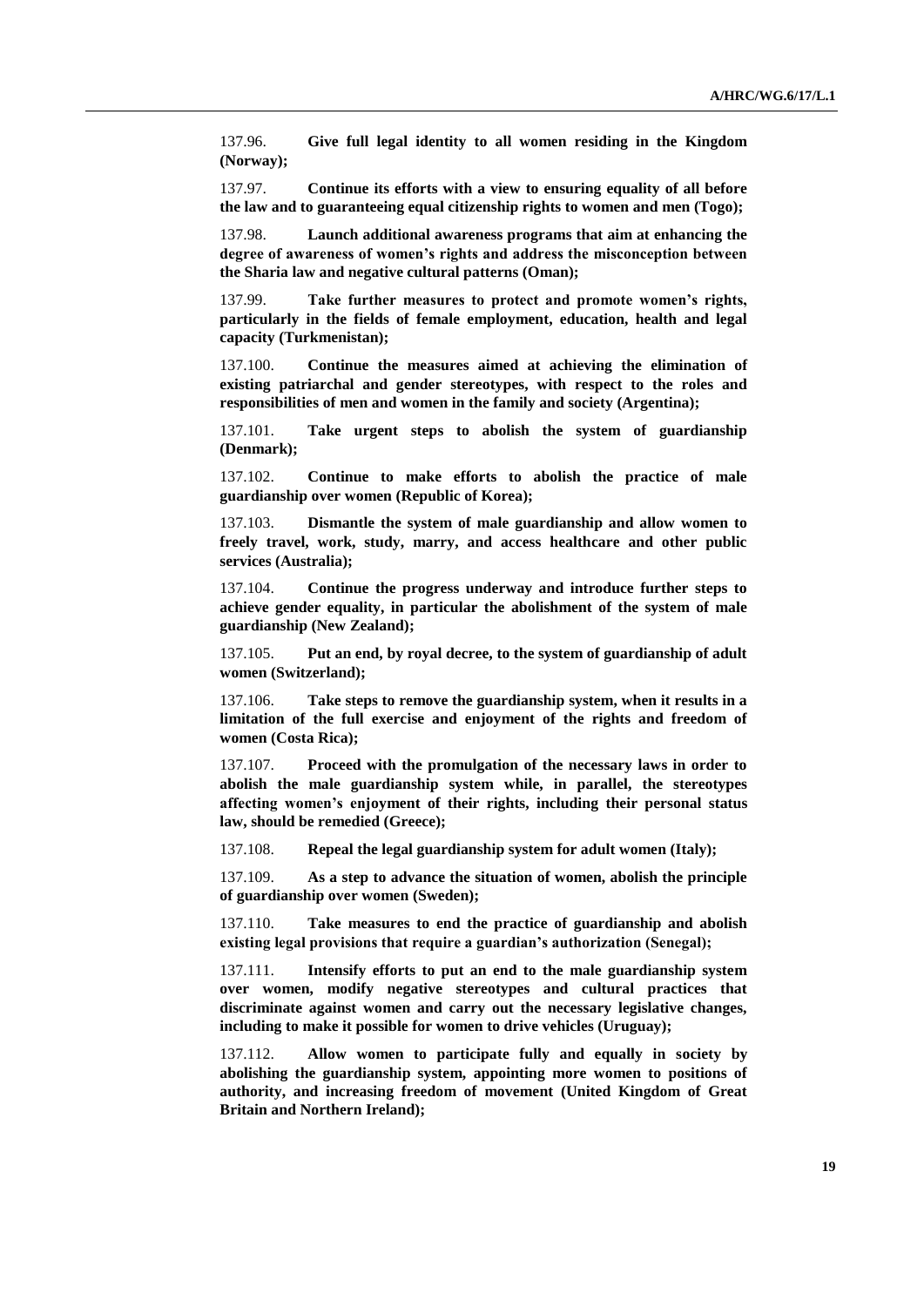137.96. **Give full legal identity to all women residing in the Kingdom (Norway);**

137.97. **Continue its efforts with a view to ensuring equality of all before the law and to guaranteeing equal citizenship rights to women and men (Togo);**

137.98. **Launch additional awareness programs that aim at enhancing the degree of awareness of women's rights and address the misconception between the Sharia law and negative cultural patterns (Oman);**

137.99. **Take further measures to protect and promote women's rights, particularly in the fields of female employment, education, health and legal capacity (Turkmenistan);**

137.100. **Continue the measures aimed at achieving the elimination of existing patriarchal and gender stereotypes, with respect to the roles and responsibilities of men and women in the family and society (Argentina);**

137.101. **Take urgent steps to abolish the system of guardianship (Denmark);**

137.102. **Continue to make efforts to abolish the practice of male guardianship over women (Republic of Korea);**

137.103. **Dismantle the system of male guardianship and allow women to freely travel, work, study, marry, and access healthcare and other public services (Australia);**

137.104. **Continue the progress underway and introduce further steps to achieve gender equality, in particular the abolishment of the system of male guardianship (New Zealand);**

137.105. **Put an end, by royal decree, to the system of guardianship of adult women (Switzerland);**

137.106. **Take steps to remove the guardianship system, when it results in a limitation of the full exercise and enjoyment of the rights and freedom of women (Costa Rica);**

137.107. **Proceed with the promulgation of the necessary laws in order to abolish the male guardianship system while, in parallel, the stereotypes affecting women's enjoyment of their rights, including their personal status law, should be remedied (Greece);**

137.108. **Repeal the legal guardianship system for adult women (Italy);**

137.109. **As a step to advance the situation of women, abolish the principle of guardianship over women (Sweden);**

137.110. **Take measures to end the practice of guardianship and abolish existing legal provisions that require a guardian's authorization (Senegal);**

137.111. **Intensify efforts to put an end to the male guardianship system over women, modify negative stereotypes and cultural practices that discriminate against women and carry out the necessary legislative changes, including to make it possible for women to drive vehicles (Uruguay);**

137.112. **Allow women to participate fully and equally in society by abolishing the guardianship system, appointing more women to positions of authority, and increasing freedom of movement (United Kingdom of Great Britain and Northern Ireland);**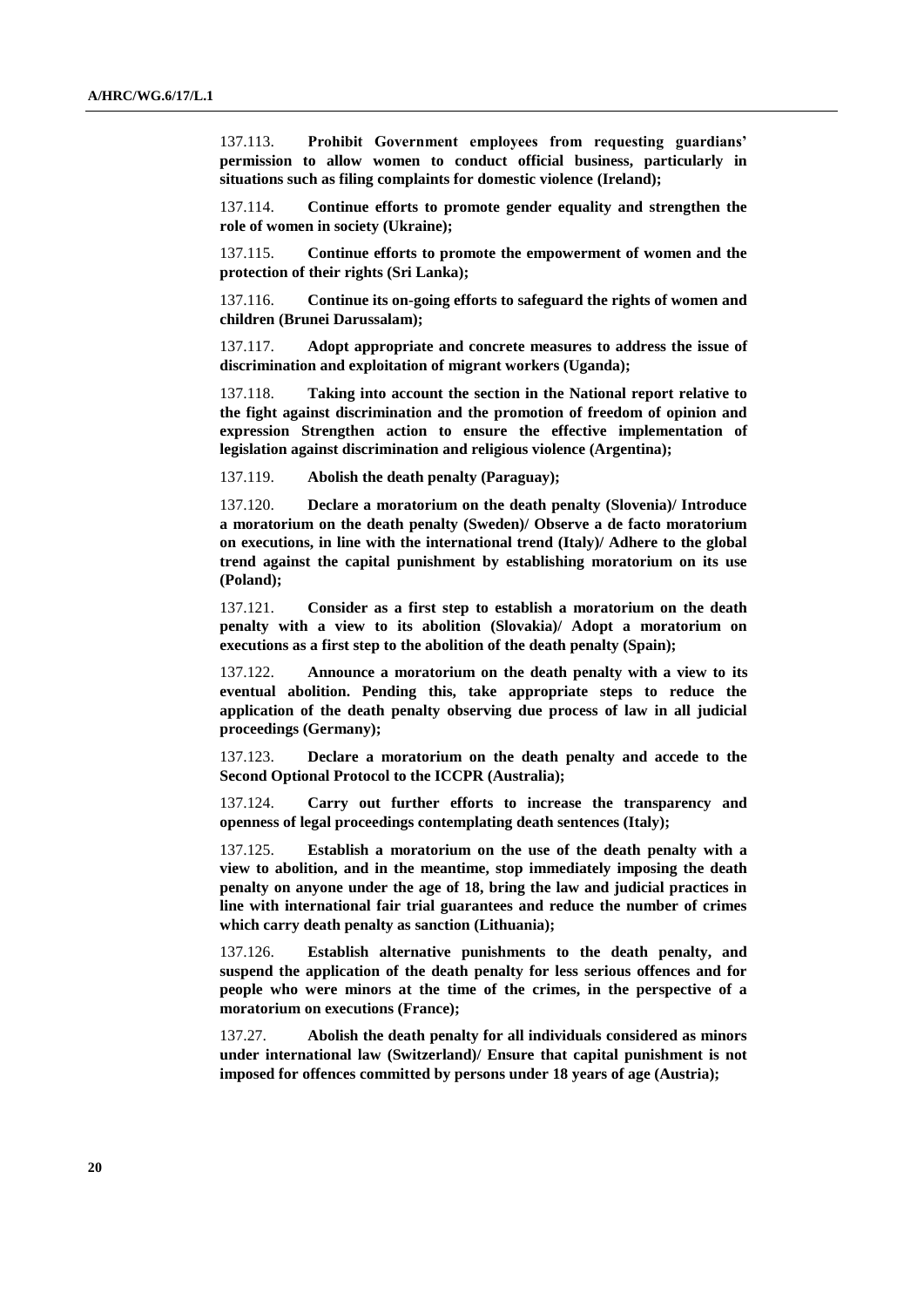137.113. **Prohibit Government employees from requesting guardians' permission to allow women to conduct official business, particularly in situations such as filing complaints for domestic violence (Ireland);**

137.114. **Continue efforts to promote gender equality and strengthen the role of women in society (Ukraine);**

137.115. **Continue efforts to promote the empowerment of women and the protection of their rights (Sri Lanka);**

137.116. **Continue its on-going efforts to safeguard the rights of women and children (Brunei Darussalam);**

137.117. **Adopt appropriate and concrete measures to address the issue of discrimination and exploitation of migrant workers (Uganda);**

137.118. **Taking into account the section in the National report relative to the fight against discrimination and the promotion of freedom of opinion and expression Strengthen action to ensure the effective implementation of legislation against discrimination and religious violence (Argentina);**

137.119. **Abolish the death penalty (Paraguay);**

137.120. **Declare a moratorium on the death penalty (Slovenia)/ Introduce a moratorium on the death penalty (Sweden)/ Observe a de facto moratorium on executions, in line with the international trend (Italy)/ Adhere to the global trend against the capital punishment by establishing moratorium on its use (Poland);**

137.121. **Consider as a first step to establish a moratorium on the death penalty with a view to its abolition (Slovakia)/ Adopt a moratorium on executions as a first step to the abolition of the death penalty (Spain);**

137.122. **Announce a moratorium on the death penalty with a view to its eventual abolition. Pending this, take appropriate steps to reduce the application of the death penalty observing due process of law in all judicial proceedings (Germany);**

137.123. **Declare a moratorium on the death penalty and accede to the Second Optional Protocol to the ICCPR (Australia);**

137.124. **Carry out further efforts to increase the transparency and openness of legal proceedings contemplating death sentences (Italy);**

137.125. **Establish a moratorium on the use of the death penalty with a view to abolition, and in the meantime, stop immediately imposing the death penalty on anyone under the age of 18, bring the law and judicial practices in line with international fair trial guarantees and reduce the number of crimes which carry death penalty as sanction (Lithuania);**

137.126. **Establish alternative punishments to the death penalty, and suspend the application of the death penalty for less serious offences and for people who were minors at the time of the crimes, in the perspective of a moratorium on executions (France);**

137.27. **Abolish the death penalty for all individuals considered as minors under international law (Switzerland)/ Ensure that capital punishment is not imposed for offences committed by persons under 18 years of age (Austria);**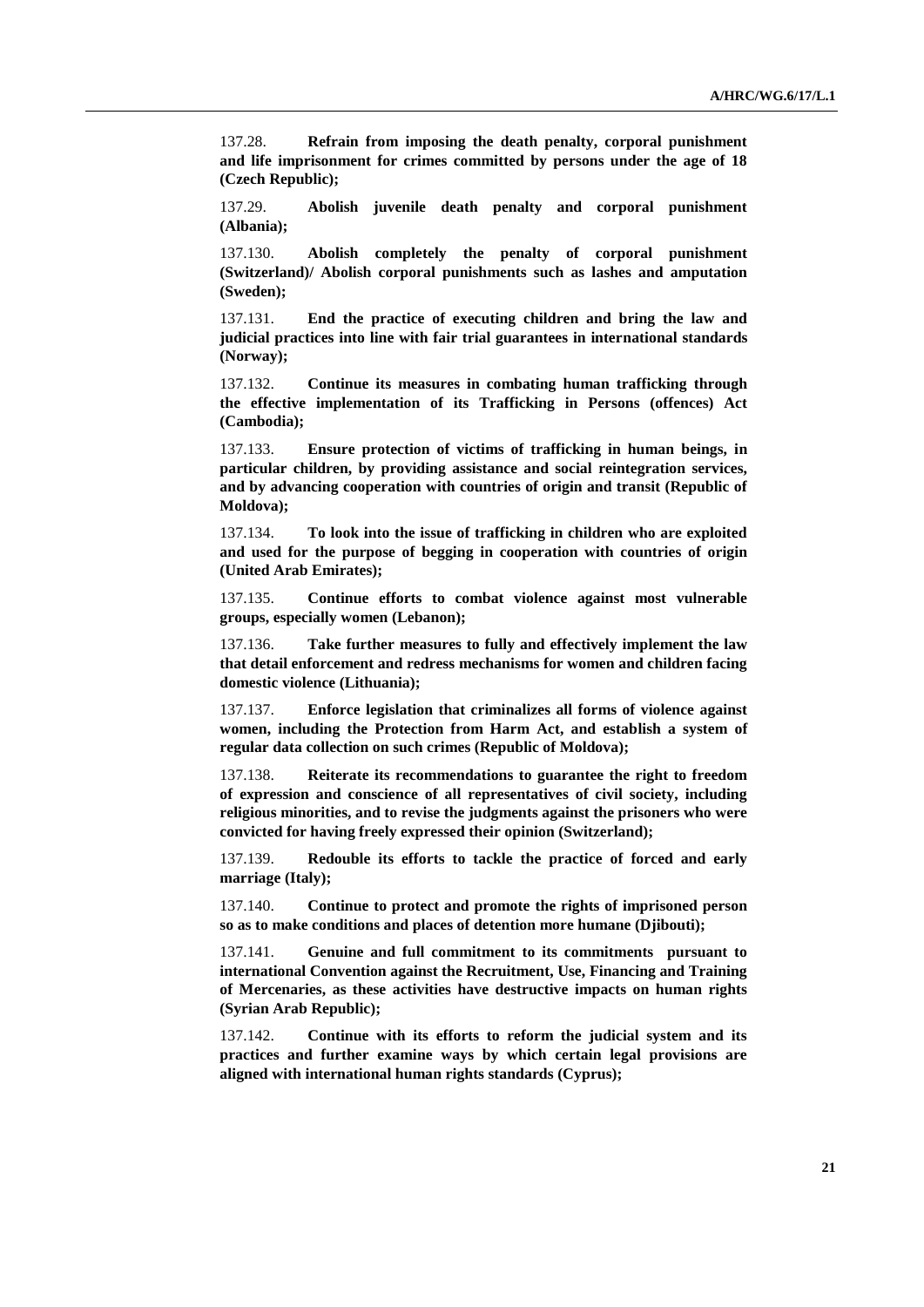137.28. **Refrain from imposing the death penalty, corporal punishment and life imprisonment for crimes committed by persons under the age of 18 (Czech Republic);**

137.29. **Abolish juvenile death penalty and corporal punishment (Albania);**

137.130. **Abolish completely the penalty of corporal punishment (Switzerland)/ Abolish corporal punishments such as lashes and amputation (Sweden);**

137.131. **End the practice of executing children and bring the law and judicial practices into line with fair trial guarantees in international standards (Norway);**

137.132. **Continue its measures in combating human trafficking through the effective implementation of its Trafficking in Persons (offences) Act (Cambodia);**

137.133. **Ensure protection of victims of trafficking in human beings, in particular children, by providing assistance and social reintegration services, and by advancing cooperation with countries of origin and transit (Republic of Moldova);**

137.134. **To look into the issue of trafficking in children who are exploited and used for the purpose of begging in cooperation with countries of origin (United Arab Emirates);**

137.135. **Continue efforts to combat violence against most vulnerable groups, especially women (Lebanon);**

137.136. **Take further measures to fully and effectively implement the law that detail enforcement and redress mechanisms for women and children facing domestic violence (Lithuania);**

137.137. **Enforce legislation that criminalizes all forms of violence against women, including the Protection from Harm Act, and establish a system of regular data collection on such crimes (Republic of Moldova);**

137.138. **Reiterate its recommendations to guarantee the right to freedom of expression and conscience of all representatives of civil society, including religious minorities, and to revise the judgments against the prisoners who were convicted for having freely expressed their opinion (Switzerland);**

137.139. **Redouble its efforts to tackle the practice of forced and early marriage (Italy);**

137.140. **Continue to protect and promote the rights of imprisoned person so as to make conditions and places of detention more humane (Djibouti);**

137.141. **Genuine and full commitment to its commitments pursuant to international Convention against the Recruitment, Use, Financing and Training of Mercenaries, as these activities have destructive impacts on human rights (Syrian Arab Republic);**

137.142. **Continue with its efforts to reform the judicial system and its practices and further examine ways by which certain legal provisions are aligned with international human rights standards (Cyprus);**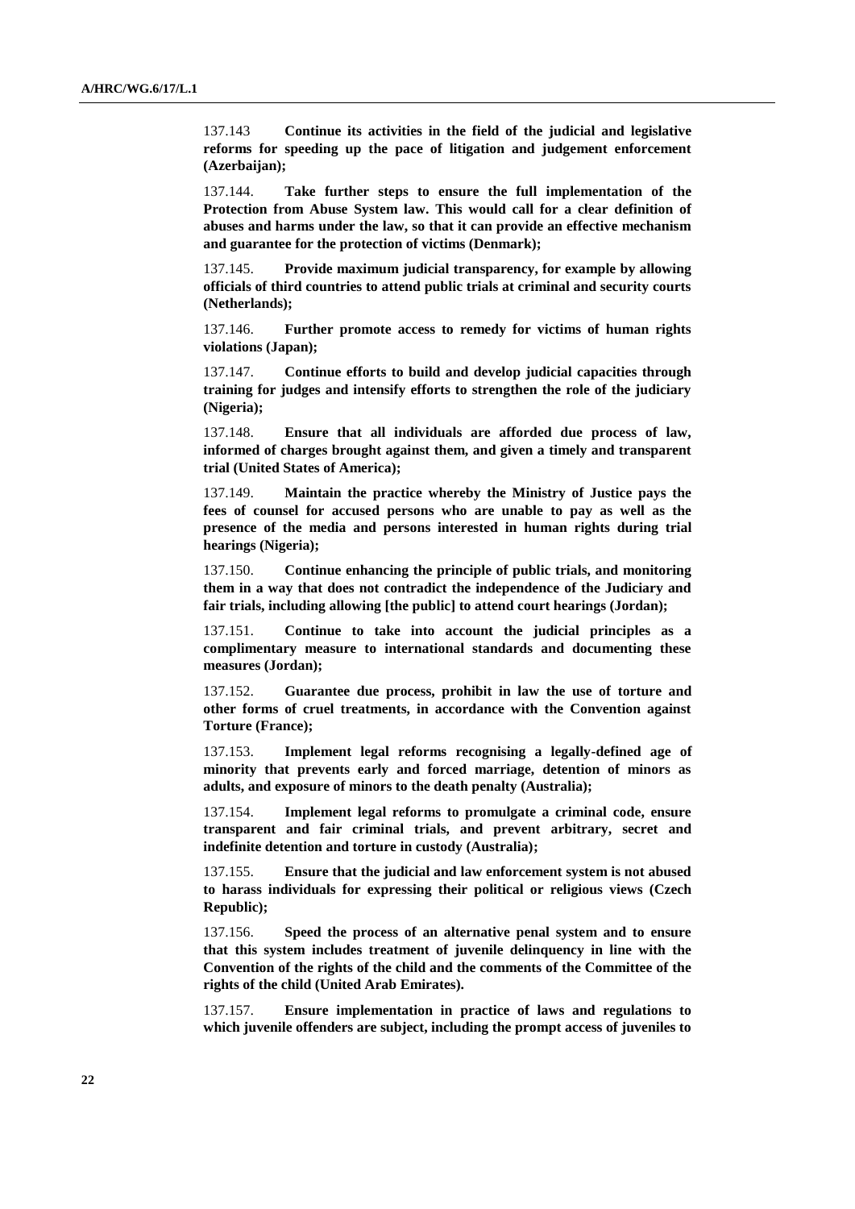137.143 **Continue its activities in the field of the judicial and legislative reforms for speeding up the pace of litigation and judgement enforcement (Azerbaijan);**

137.144. **Take further steps to ensure the full implementation of the Protection from Abuse System law. This would call for a clear definition of abuses and harms under the law, so that it can provide an effective mechanism and guarantee for the protection of victims (Denmark);**

137.145. **Provide maximum judicial transparency, for example by allowing officials of third countries to attend public trials at criminal and security courts (Netherlands);**

137.146. **Further promote access to remedy for victims of human rights violations (Japan);**

137.147. **Continue efforts to build and develop judicial capacities through training for judges and intensify efforts to strengthen the role of the judiciary (Nigeria);**

137.148. **Ensure that all individuals are afforded due process of law, informed of charges brought against them, and given a timely and transparent trial (United States of America);**

137.149. **Maintain the practice whereby the Ministry of Justice pays the fees of counsel for accused persons who are unable to pay as well as the presence of the media and persons interested in human rights during trial hearings (Nigeria);**

137.150. **Continue enhancing the principle of public trials, and monitoring them in a way that does not contradict the independence of the Judiciary and fair trials, including allowing [the public] to attend court hearings (Jordan);**

137.151. **Continue to take into account the judicial principles as a complimentary measure to international standards and documenting these measures (Jordan);**

137.152. **Guarantee due process, prohibit in law the use of torture and other forms of cruel treatments, in accordance with the Convention against Torture (France);**

137.153. **Implement legal reforms recognising a legally-defined age of minority that prevents early and forced marriage, detention of minors as adults, and exposure of minors to the death penalty (Australia);**

137.154. **Implement legal reforms to promulgate a criminal code, ensure transparent and fair criminal trials, and prevent arbitrary, secret and indefinite detention and torture in custody (Australia);**

137.155. **Ensure that the judicial and law enforcement system is not abused to harass individuals for expressing their political or religious views (Czech Republic);**

137.156. **Speed the process of an alternative penal system and to ensure that this system includes treatment of juvenile delinquency in line with the Convention of the rights of the child and the comments of the Committee of the rights of the child (United Arab Emirates).**

137.157. **Ensure implementation in practice of laws and regulations to which juvenile offenders are subject, including the prompt access of juveniles to**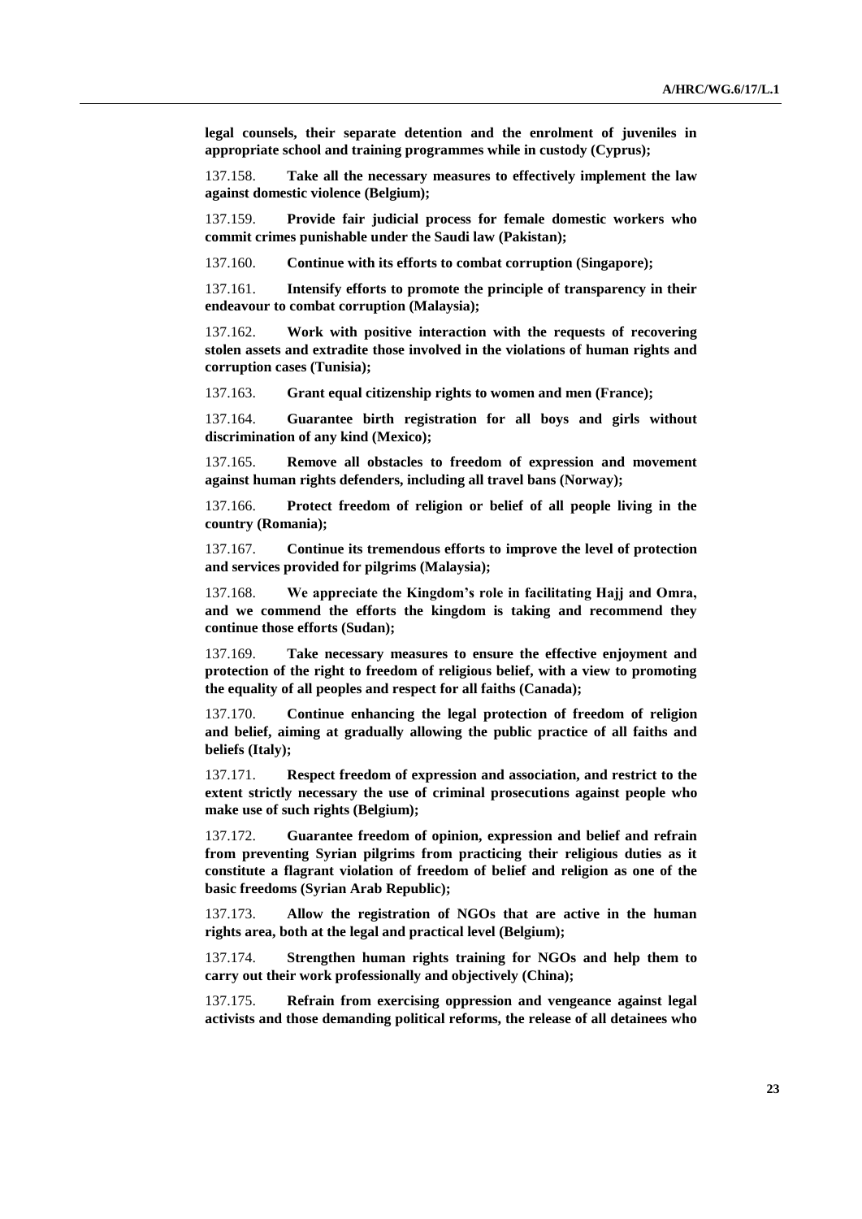**legal counsels, their separate detention and the enrolment of juveniles in appropriate school and training programmes while in custody (Cyprus);**

137.158. **Take all the necessary measures to effectively implement the law against domestic violence (Belgium);**

137.159. **Provide fair judicial process for female domestic workers who commit crimes punishable under the Saudi law (Pakistan);**

137.160. **Continue with its efforts to combat corruption (Singapore);**

137.161. **Intensify efforts to promote the principle of transparency in their endeavour to combat corruption (Malaysia);**

137.162. **Work with positive interaction with the requests of recovering stolen assets and extradite those involved in the violations of human rights and corruption cases (Tunisia);**

137.163. **Grant equal citizenship rights to women and men (France);**

137.164. **Guarantee birth registration for all boys and girls without discrimination of any kind (Mexico);**

137.165. **Remove all obstacles to freedom of expression and movement against human rights defenders, including all travel bans (Norway);**

137.166. **Protect freedom of religion or belief of all people living in the country (Romania);**

137.167. **Continue its tremendous efforts to improve the level of protection and services provided for pilgrims (Malaysia);**

137.168. **We appreciate the Kingdom's role in facilitating Hajj and Omra, and we commend the efforts the kingdom is taking and recommend they continue those efforts (Sudan);**

137.169. **Take necessary measures to ensure the effective enjoyment and protection of the right to freedom of religious belief, with a view to promoting the equality of all peoples and respect for all faiths (Canada);**

137.170. **Continue enhancing the legal protection of freedom of religion and belief, aiming at gradually allowing the public practice of all faiths and beliefs (Italy);**

137.171. **Respect freedom of expression and association, and restrict to the extent strictly necessary the use of criminal prosecutions against people who make use of such rights (Belgium);**

137.172. **Guarantee freedom of opinion, expression and belief and refrain from preventing Syrian pilgrims from practicing their religious duties as it constitute a flagrant violation of freedom of belief and religion as one of the basic freedoms (Syrian Arab Republic);**

137.173. **Allow the registration of NGOs that are active in the human rights area, both at the legal and practical level (Belgium);**

137.174. **Strengthen human rights training for NGOs and help them to carry out their work professionally and objectively (China);**

137.175. **Refrain from exercising oppression and vengeance against legal activists and those demanding political reforms, the release of all detainees who**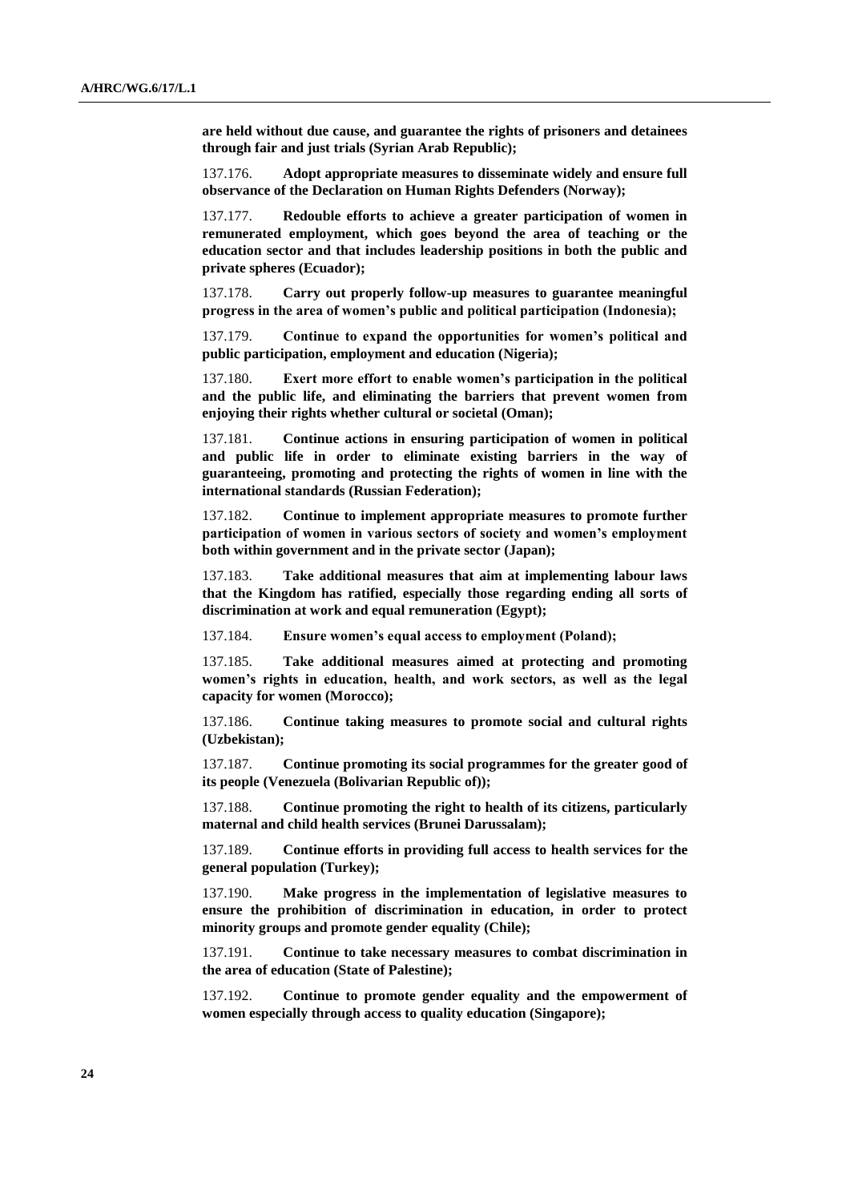**are held without due cause, and guarantee the rights of prisoners and detainees through fair and just trials (Syrian Arab Republic);**

137.176. **Adopt appropriate measures to disseminate widely and ensure full observance of the Declaration on Human Rights Defenders (Norway);**

137.177. **Redouble efforts to achieve a greater participation of women in remunerated employment, which goes beyond the area of teaching or the education sector and that includes leadership positions in both the public and private spheres (Ecuador);**

137.178. **Carry out properly follow-up measures to guarantee meaningful progress in the area of women's public and political participation (Indonesia);**

137.179. **Continue to expand the opportunities for women's political and public participation, employment and education (Nigeria);**

137.180. **Exert more effort to enable women's participation in the political and the public life, and eliminating the barriers that prevent women from enjoying their rights whether cultural or societal (Oman);**

137.181. **Continue actions in ensuring participation of women in political and public life in order to eliminate existing barriers in the way of guaranteeing, promoting and protecting the rights of women in line with the international standards (Russian Federation);**

137.182. **Continue to implement appropriate measures to promote further participation of women in various sectors of society and women's employment both within government and in the private sector (Japan);**

137.183. **Take additional measures that aim at implementing labour laws that the Kingdom has ratified, especially those regarding ending all sorts of discrimination at work and equal remuneration (Egypt);**

137.184. **Ensure women's equal access to employment (Poland);**

137.185. **Take additional measures aimed at protecting and promoting women's rights in education, health, and work sectors, as well as the legal capacity for women (Morocco);**

137.186. **Continue taking measures to promote social and cultural rights (Uzbekistan);**

137.187. **Continue promoting its social programmes for the greater good of its people (Venezuela (Bolivarian Republic of));**

137.188. **Continue promoting the right to health of its citizens, particularly maternal and child health services (Brunei Darussalam);**

137.189. **Continue efforts in providing full access to health services for the general population (Turkey);**

137.190. **Make progress in the implementation of legislative measures to ensure the prohibition of discrimination in education, in order to protect minority groups and promote gender equality (Chile);**

137.191. **Continue to take necessary measures to combat discrimination in the area of education (State of Palestine);**

137.192. **Continue to promote gender equality and the empowerment of women especially through access to quality education (Singapore);**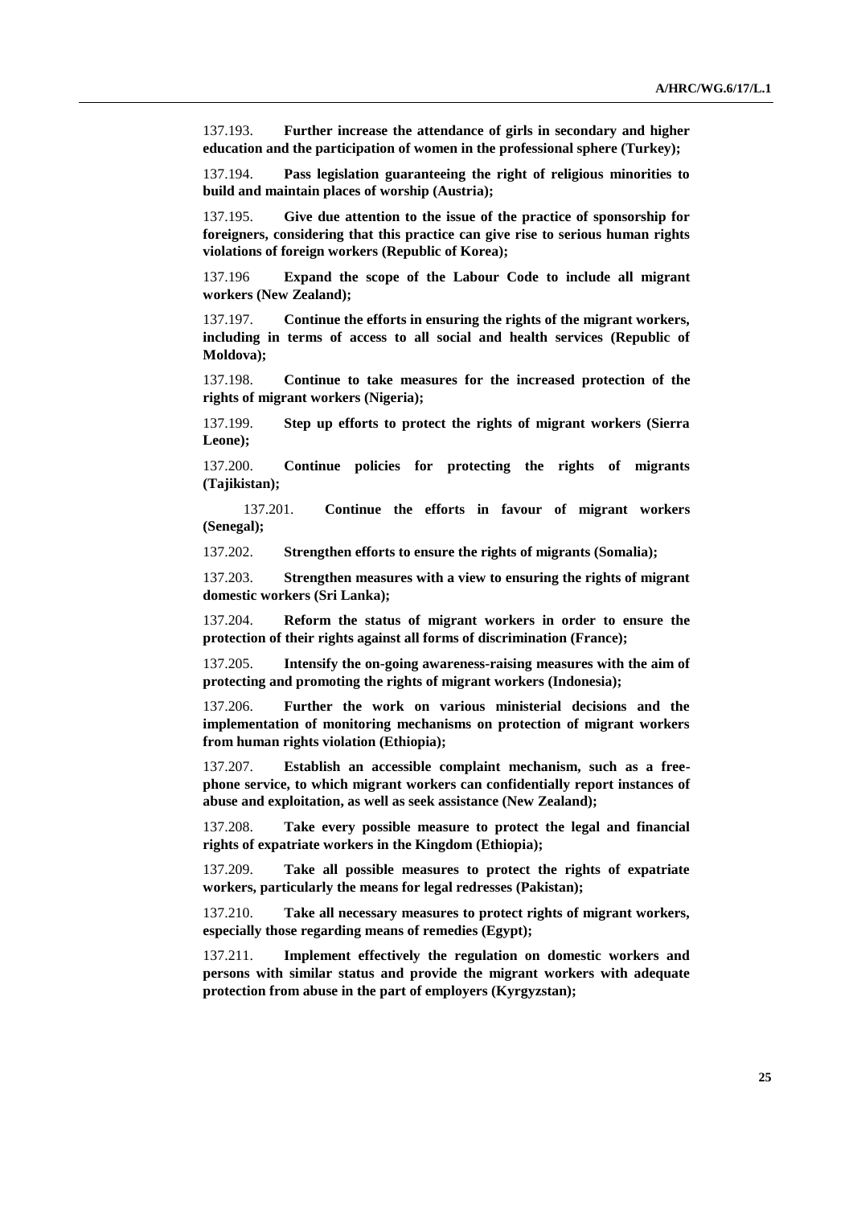137.193. **Further increase the attendance of girls in secondary and higher education and the participation of women in the professional sphere (Turkey);**

137.194. **Pass legislation guaranteeing the right of religious minorities to build and maintain places of worship (Austria);**

137.195. **Give due attention to the issue of the practice of sponsorship for foreigners, considering that this practice can give rise to serious human rights violations of foreign workers (Republic of Korea);**

137.196 **Expand the scope of the Labour Code to include all migrant workers (New Zealand);**

137.197. **Continue the efforts in ensuring the rights of the migrant workers, including in terms of access to all social and health services (Republic of Moldova);**

137.198. **Continue to take measures for the increased protection of the rights of migrant workers (Nigeria);**

137.199. **Step up efforts to protect the rights of migrant workers (Sierra Leone);**

137.200. **Continue policies for protecting the rights of migrants (Tajikistan);**

137.201. **Continue the efforts in favour of migrant workers (Senegal);**

137.202. **Strengthen efforts to ensure the rights of migrants (Somalia);**

137.203. **Strengthen measures with a view to ensuring the rights of migrant domestic workers (Sri Lanka);**

137.204. **Reform the status of migrant workers in order to ensure the protection of their rights against all forms of discrimination (France);**

137.205. **Intensify the on-going awareness-raising measures with the aim of protecting and promoting the rights of migrant workers (Indonesia);**

137.206. **Further the work on various ministerial decisions and the implementation of monitoring mechanisms on protection of migrant workers from human rights violation (Ethiopia);**

137.207. **Establish an accessible complaint mechanism, such as a free-phone service, to which migrant workers can confidentially report instances of abuse and exploitation, as well as seek assistance (New Zealand);**

137.208. **Take every possible measure to protect the legal and financial rights of expatriate workers in the Kingdom (Ethiopia);**

137.209. **Take all possible measures to protect the rights of expatriate workers, particularly the means for legal redresses (Pakistan);**

137.210. **Take all necessary measures to protect rights of migrant workers, especially those regarding means of remedies (Egypt);**

137.211. **Implement effectively the regulation on domestic workers and persons with similar status and provide the migrant workers with adequate protection from abuse in the part of employers (Kyrgyzstan);**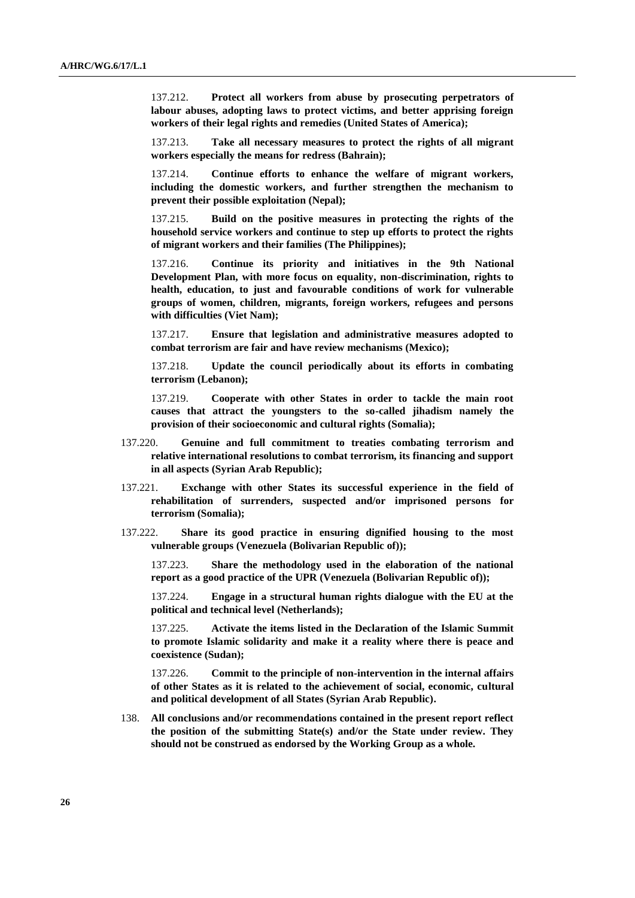137.212. **Protect all workers from abuse by prosecuting perpetrators of labour abuses, adopting laws to protect victims, and better apprising foreign workers of their legal rights and remedies (United States of America);**

137.213. **Take all necessary measures to protect the rights of all migrant workers especially the means for redress (Bahrain);**

137.214. **Continue efforts to enhance the welfare of migrant workers, including the domestic workers, and further strengthen the mechanism to prevent their possible exploitation (Nepal);**

137.215. **Build on the positive measures in protecting the rights of the household service workers and continue to step up efforts to protect the rights of migrant workers and their families (The Philippines);**

137.216. **Continue its priority and initiatives in the 9th National Development Plan, with more focus on equality, non-discrimination, rights to health, education, to just and favourable conditions of work for vulnerable groups of women, children, migrants, foreign workers, refugees and persons with difficulties (Viet Nam);**

137.217. **Ensure that legislation and administrative measures adopted to combat terrorism are fair and have review mechanisms (Mexico);**

137.218. **Update the council periodically about its efforts in combating terrorism (Lebanon);**

137.219. **Cooperate with other States in order to tackle the main root causes that attract the youngsters to the so-called jihadism namely the provision of their socioeconomic and cultural rights (Somalia);**

137.220. **Genuine and full commitment to treaties combating terrorism and relative international resolutions to combat terrorism, its financing and support in all aspects (Syrian Arab Republic);**

137.221. **Exchange with other States its successful experience in the field of rehabilitation of surrenders, suspected and/or imprisoned persons for terrorism (Somalia);**

137.222. **Share its good practice in ensuring dignified housing to the most vulnerable groups (Venezuela (Bolivarian Republic of));**

137.223. **Share the methodology used in the elaboration of the national report as a good practice of the UPR (Venezuela (Bolivarian Republic of));**

137.224. **Engage in a structural human rights dialogue with the EU at the political and technical level (Netherlands);**

137.225. **Activate the items listed in the Declaration of the Islamic Summit to promote Islamic solidarity and make it a reality where there is peace and coexistence (Sudan);**

137.226. **Commit to the principle of non-intervention in the internal affairs of other States as it is related to the achievement of social, economic, cultural and political development of all States (Syrian Arab Republic).**

138. **All conclusions and/or recommendations contained in the present report reflect the position of the submitting State(s) and/or the State under review. They should not be construed as endorsed by the Working Group as a whole.**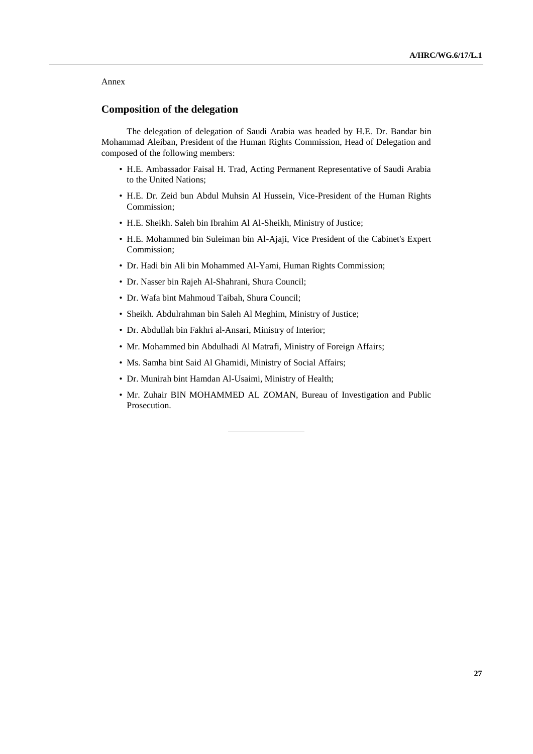Annex

## Composition of the delegation

The delegation of delegation of Saudi Arabia was headed by H.E. Dr. Bandar bin Mohammad Aleiban, President of the Human Rights Commission, Head of Delegation and composed of the following members:

- H.E. Ambassador Faisal H. Trad, Acting Permanent Representative of Saudi Arabia to the United Nations;
- H.E. Dr. Zeid bun Abdul Muhsin Al Hussein, Vice-President of the Human Rights Commission;
- H.E. Sheikh. Saleh bin Ibrahim Al Al-Sheikh, Ministry of Justice;
- H.E. Mohammed bin Suleiman bin Al-Ajaji, Vice President of the Cabinet's Expert Commission;
- Dr. Hadi bin Ali bin Mohammed Al-Yami, Human Rights Commission;
- Dr. Nasser bin Rajeh Al-Shahrani, Shura Council;
- Dr. Wafa bint Mahmoud Taibah, Shura Council;
- Sheikh. Abdulrahman bin Saleh Al Meghim, Ministry of Justice;
- Dr. Abdullah bin Fakhri al-Ansari, Ministry of Interior;
- Mr. Mohammed bin Abdulhadi Al Matrafi, Ministry of Foreign Affairs;
- Ms. Samha bint Said Al Ghamidi, Ministry of Social Affairs;
- Dr. Munirah bint Hamdan Al-Usaimi, Ministry of Health;
- Mr. Zuhair BIN MOHAMMED AL ZOMAN, Bureau of Investigation and Public Prosecution.